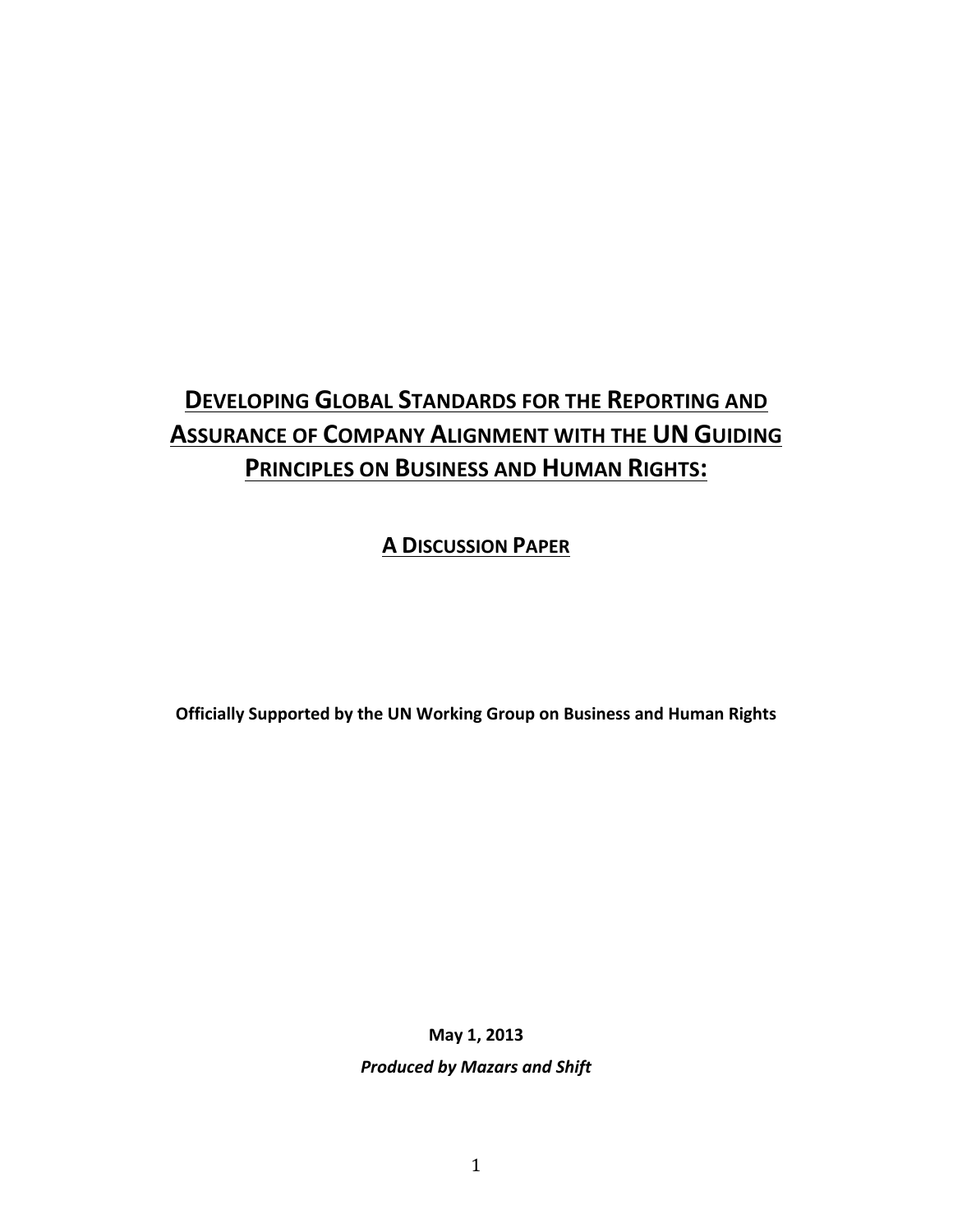# Developing Global Standards for the Reporting and Assurance of Company Alignment with the UN Guiding Principles on Business and Human Rights:

## A Discussion Paper

**Officially Supported by the UN Working Group on Business and Human Rights**

**May 1, 2013**

***Produced by Mazars and Shift***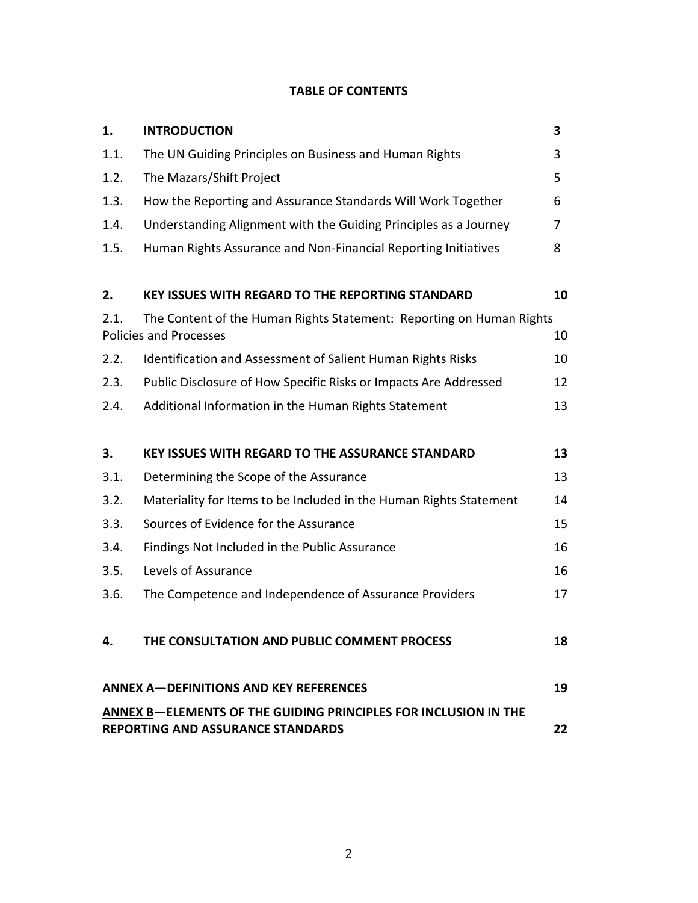**TABLE OF CONTENTS**

| | | |
|---|---|---|
| **1.** | **INTRODUCTION** | **3** |
| 1.1. | The UN Guiding Principles on Business and Human Rights | 3 |
| 1.2. | The Mazars/Shift Project | 5 |
| 1.3. | How the Reporting and Assurance Standards Will Work Together | 6 |
| 1.4. | Understanding Alignment with the Guiding Principles as a Journey | 7 |
| 1.5. | Human Rights Assurance and Non-Financial Reporting Initiatives | 8 |
| **2.** | **KEY ISSUES WITH REGARD TO THE REPORTING STANDARD** | **10** |
| 2.1. | The Content of the Human Rights Statement: Reporting on Human Rights Policies and Processes | 10 |
| 2.2. | Identification and Assessment of Salient Human Rights Risks | 10 |
| 2.3. | Public Disclosure of How Specific Risks or Impacts Are Addressed | 12 |
| 2.4. | Additional Information in the Human Rights Statement | 13 |
| **3.** | **KEY ISSUES WITH REGARD TO THE ASSURANCE STANDARD** | **13** |
| 3.1. | Determining the Scope of the Assurance | 13 |
| 3.2. | Materiality for Items to be Included in the Human Rights Statement | 14 |
| 3.3. | Sources of Evidence for the Assurance | 15 |
| 3.4. | Findings Not Included in the Public Assurance | 16 |
| 3.5. | Levels of Assurance | 16 |
| 3.6. | The Competence and Independence of Assurance Providers | 17 |
| **4.** | **THE CONSULTATION AND PUBLIC COMMENT PROCESS** | **18** |
| | **ANNEX A—DEFINITIONS AND KEY REFERENCES** | **19** |
| | **ANNEX B—ELEMENTS OF THE GUIDING PRINCIPLES FOR INCLUSION IN THE REPORTING AND ASSURANCE STANDARDS** | **22** |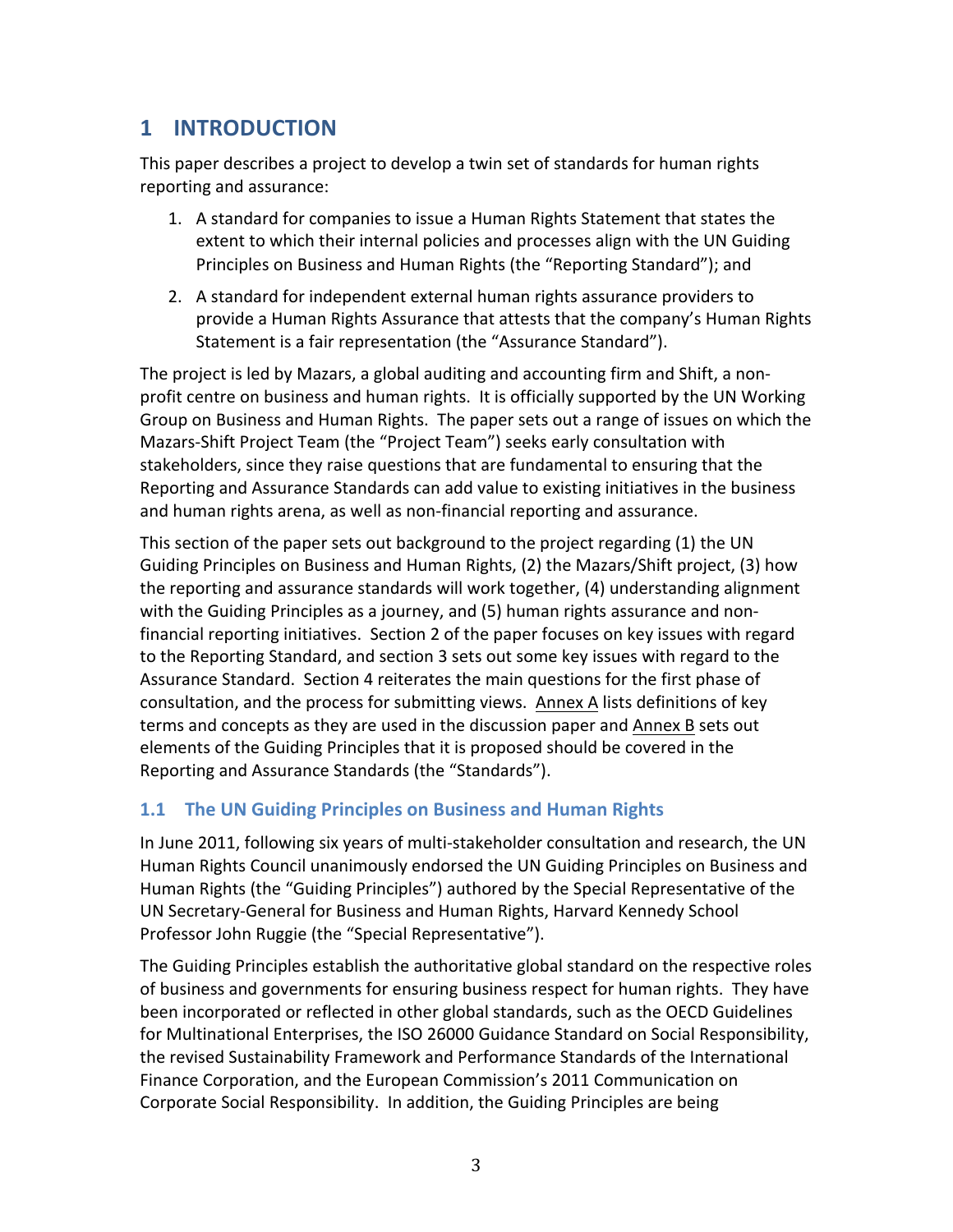# 1 INTRODUCTION

This paper describes a project to develop a twin set of standards for human rights reporting and assurance:

1. A standard for companies to issue a Human Rights Statement that states the extent to which their internal policies and processes align with the UN Guiding Principles on Business and Human Rights (the "Reporting Standard"); and
2. A standard for independent external human rights assurance providers to provide a Human Rights Assurance that attests that the company's Human Rights Statement is a fair representation (the "Assurance Standard").

The project is led by Mazars, a global auditing and accounting firm and Shift, a non-profit centre on business and human rights. It is officially supported by the UN Working Group on Business and Human Rights. The paper sets out a range of issues on which the Mazars-Shift Project Team (the "Project Team") seeks early consultation with stakeholders, since they raise questions that are fundamental to ensuring that the Reporting and Assurance Standards can add value to existing initiatives in the business and human rights arena, as well as non-financial reporting and assurance.

This section of the paper sets out background to the project regarding (1) the UN Guiding Principles on Business and Human Rights, (2) the Mazars/Shift project, (3) how the reporting and assurance standards will work together, (4) understanding alignment with the Guiding Principles as a journey, and (5) human rights assurance and non-financial reporting initiatives. Section 2 of the paper focuses on key issues with regard to the Reporting Standard, and section 3 sets out some key issues with regard to the Assurance Standard. Section 4 reiterates the main questions for the first phase of consultation, and the process for submitting views. Annex A lists definitions of key terms and concepts as they are used in the discussion paper and Annex B sets out elements of the Guiding Principles that it is proposed should be covered in the Reporting and Assurance Standards (the "Standards").

## 1.1 The UN Guiding Principles on Business and Human Rights

In June 2011, following six years of multi-stakeholder consultation and research, the UN Human Rights Council unanimously endorsed the UN Guiding Principles on Business and Human Rights (the "Guiding Principles") authored by the Special Representative of the UN Secretary-General for Business and Human Rights, Harvard Kennedy School Professor John Ruggie (the "Special Representative").

The Guiding Principles establish the authoritative global standard on the respective roles of business and governments for ensuring business respect for human rights. They have been incorporated or reflected in other global standards, such as the OECD Guidelines for Multinational Enterprises, the ISO 26000 Guidance Standard on Social Responsibility, the revised Sustainability Framework and Performance Standards of the International Finance Corporation, and the European Commission's 2011 Communication on Corporate Social Responsibility. In addition, the Guiding Principles are being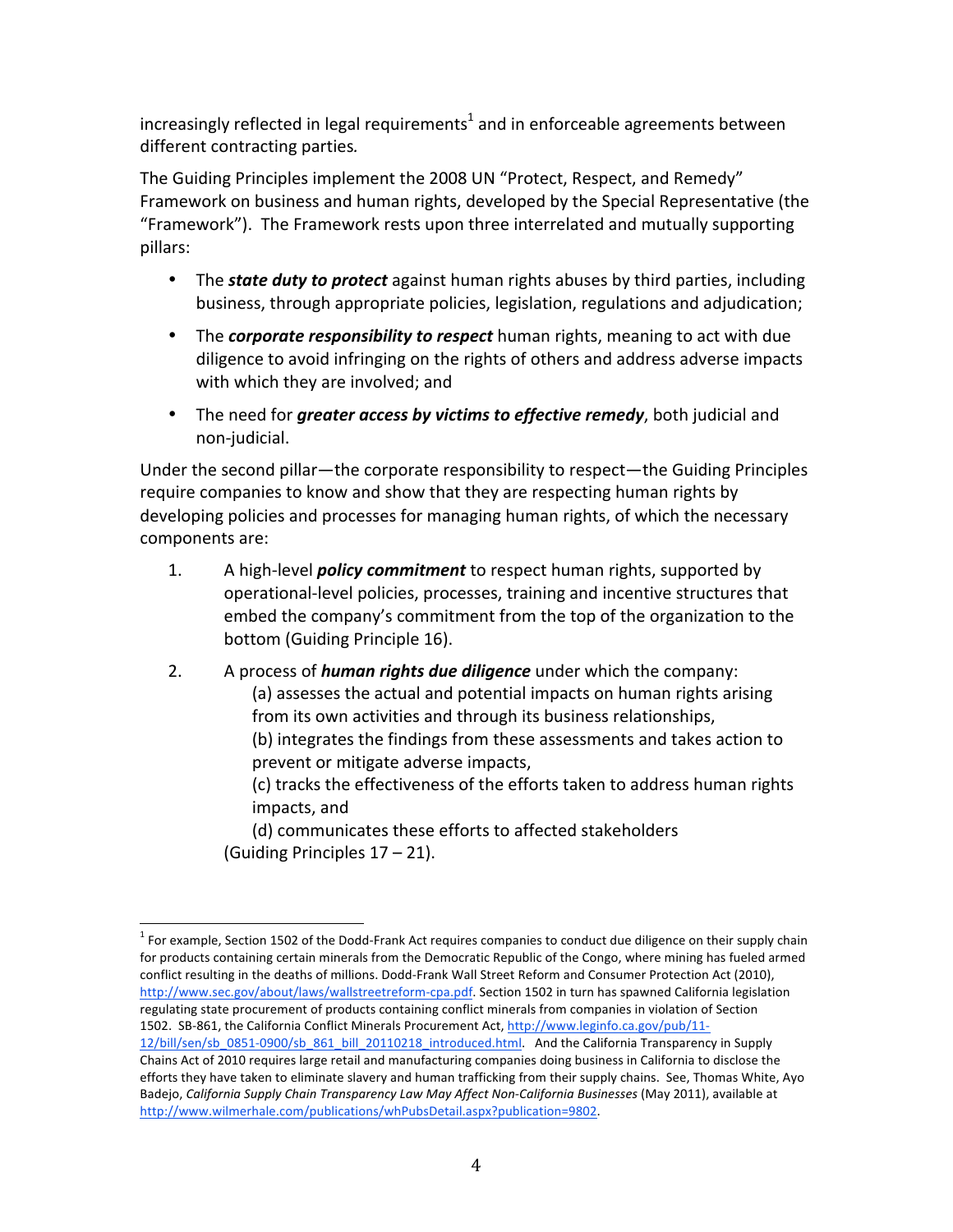increasingly reflected in legal requirements[1] and in enforceable agreements between different contracting parties.

The Guiding Principles implement the 2008 UN "Protect, Respect, and Remedy" Framework on business and human rights, developed by the Special Representative (the "Framework"). The Framework rests upon three interrelated and mutually supporting pillars:

- The ***state duty to protect*** against human rights abuses by third parties, including business, through appropriate policies, legislation, regulations and adjudication;
- The ***corporate responsibility to respect*** human rights, meaning to act with due diligence to avoid infringing on the rights of others and address adverse impacts with which they are involved; and
- The need for ***greater access by victims to effective remedy***, both judicial and non-judicial.

Under the second pillar—the corporate responsibility to respect—the Guiding Principles require companies to know and show that they are respecting human rights by developing policies and processes for managing human rights, of which the necessary components are:

1. A high-level ***policy commitment*** to respect human rights, supported by operational-level policies, processes, training and incentive structures that embed the company's commitment from the top of the organization to the bottom (Guiding Principle 16).
2. A process of ***human rights due diligence*** under which the company:
   (a) assesses the actual and potential impacts on human rights arising from its own activities and through its business relationships,
   (b) integrates the findings from these assessments and takes action to prevent or mitigate adverse impacts,
   (c) tracks the effectiveness of the efforts taken to address human rights impacts, and
   (d) communicates these efforts to affected stakeholders
   (Guiding Principles 17 – 21).

---

[1] For example, Section 1502 of the Dodd-Frank Act requires companies to conduct due diligence on their supply chain for products containing certain minerals from the Democratic Republic of the Congo, where mining has fueled armed conflict resulting in the deaths of millions. Dodd-Frank Wall Street Reform and Consumer Protection Act (2010), http://www.sec.gov/about/laws/wallstreetreform-cpa.pdf. Section 1502 in turn has spawned California legislation regulating state procurement of products containing conflict minerals from companies in violation of Section 1502. SB-861, the California Conflict Minerals Procurement Act, http://www.leginfo.ca.gov/pub/11-12/bill/sen/sb_0851-0900/sb_861_bill_20110218_introduced.html. And the California Transparency in Supply Chains Act of 2010 requires large retail and manufacturing companies doing business in California to disclose the efforts they have taken to eliminate slavery and human trafficking from their supply chains. See, Thomas White, Ayo Badejo, *California Supply Chain Transparency Law May Affect Non-California Businesses* (May 2011), available at http://www.wilmerhale.com/publications/whPubsDetail.aspx?publication=9802.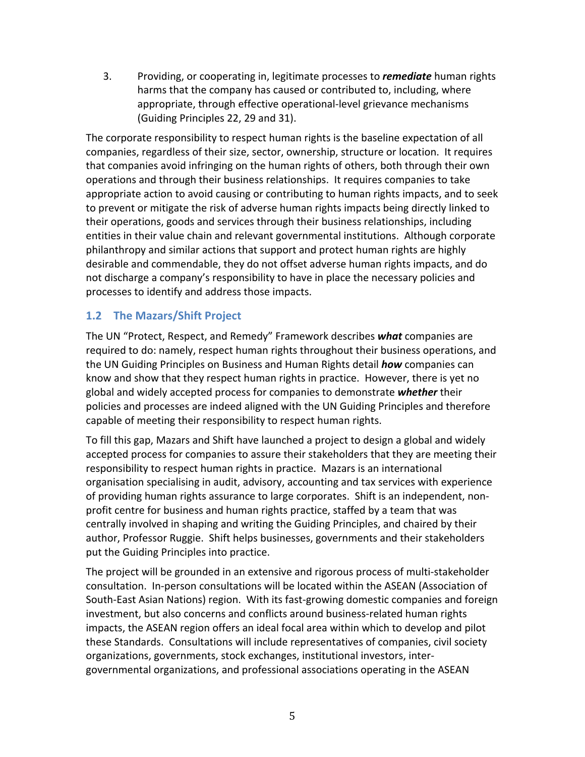3. Providing, or cooperating in, legitimate processes to ***remediate*** human rights harms that the company has caused or contributed to, including, where appropriate, through effective operational-level grievance mechanisms (Guiding Principles 22, 29 and 31).

The corporate responsibility to respect human rights is the baseline expectation of all companies, regardless of their size, sector, ownership, structure or location. It requires that companies avoid infringing on the human rights of others, both through their own operations and through their business relationships. It requires companies to take appropriate action to avoid causing or contributing to human rights impacts, and to seek to prevent or mitigate the risk of adverse human rights impacts being directly linked to their operations, goods and services through their business relationships, including entities in their value chain and relevant governmental institutions. Although corporate philanthropy and similar actions that support and protect human rights are highly desirable and commendable, they do not offset adverse human rights impacts, and do not discharge a company's responsibility to have in place the necessary policies and processes to identify and address those impacts.

## 1.2 The Mazars/Shift Project

The UN "Protect, Respect, and Remedy" Framework describes ***what*** companies are required to do: namely, respect human rights throughout their business operations, and the UN Guiding Principles on Business and Human Rights detail ***how*** companies can know and show that they respect human rights in practice. However, there is yet no global and widely accepted process for companies to demonstrate ***whether*** their policies and processes are indeed aligned with the UN Guiding Principles and therefore capable of meeting their responsibility to respect human rights.

To fill this gap, Mazars and Shift have launched a project to design a global and widely accepted process for companies to assure their stakeholders that they are meeting their responsibility to respect human rights in practice. Mazars is an international organisation specialising in audit, advisory, accounting and tax services with experience of providing human rights assurance to large corporates. Shift is an independent, non-profit centre for business and human rights practice, staffed by a team that was centrally involved in shaping and writing the Guiding Principles, and chaired by their author, Professor Ruggie. Shift helps businesses, governments and their stakeholders put the Guiding Principles into practice.

The project will be grounded in an extensive and rigorous process of multi-stakeholder consultation. In-person consultations will be located within the ASEAN (Association of South-East Asian Nations) region. With its fast-growing domestic companies and foreign investment, but also concerns and conflicts around business-related human rights impacts, the ASEAN region offers an ideal focal area within which to develop and pilot these Standards. Consultations will include representatives of companies, civil society organizations, governments, stock exchanges, institutional investors, inter-governmental organizations, and professional associations operating in the ASEAN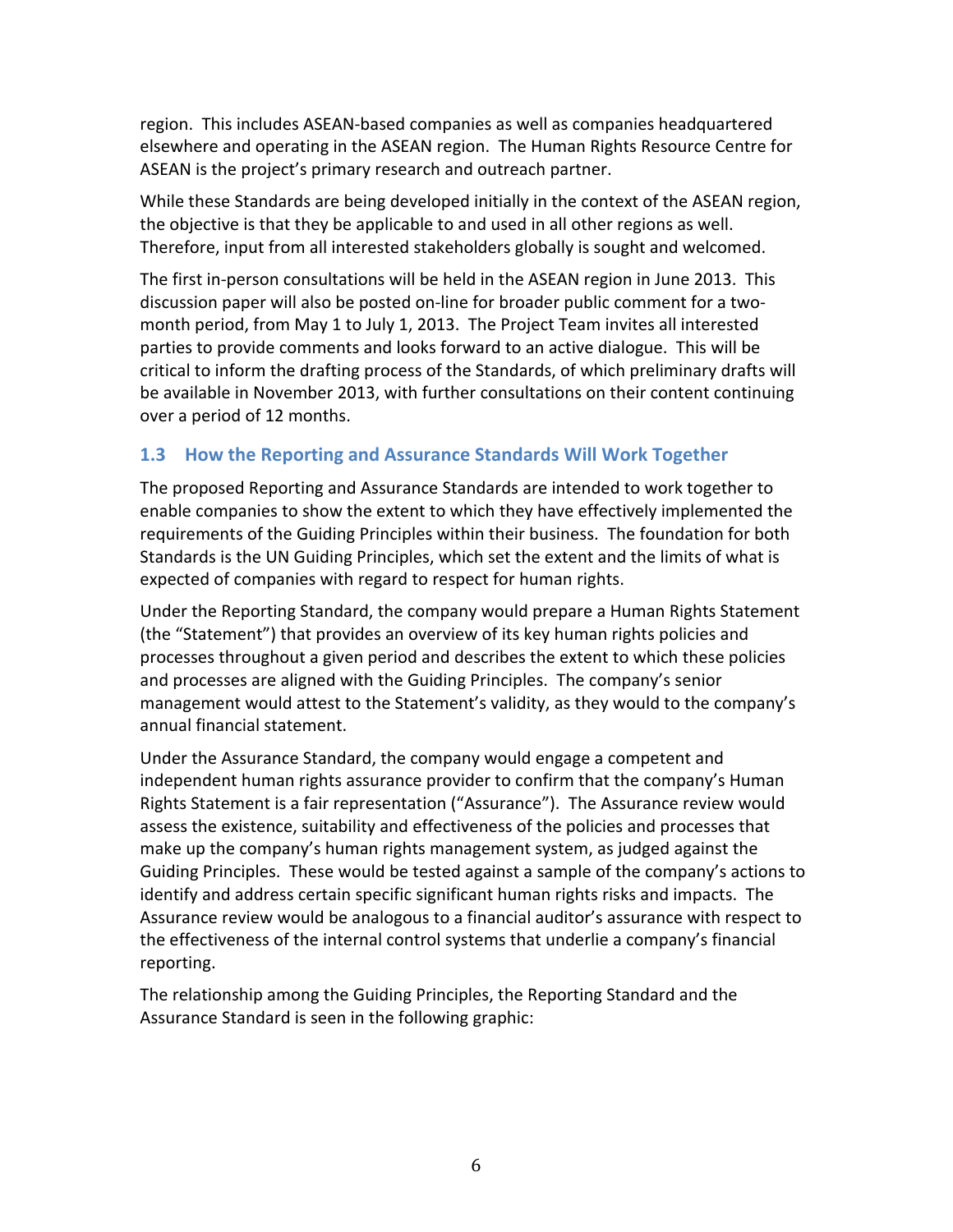region. This includes ASEAN-based companies as well as companies headquartered elsewhere and operating in the ASEAN region. The Human Rights Resource Centre for ASEAN is the project's primary research and outreach partner.

While these Standards are being developed initially in the context of the ASEAN region, the objective is that they be applicable to and used in all other regions as well. Therefore, input from all interested stakeholders globally is sought and welcomed.

The first in-person consultations will be held in the ASEAN region in June 2013. This discussion paper will also be posted on-line for broader public comment for a two-month period, from May 1 to July 1, 2013. The Project Team invites all interested parties to provide comments and looks forward to an active dialogue. This will be critical to inform the drafting process of the Standards, of which preliminary drafts will be available in November 2013, with further consultations on their content continuing over a period of 12 months.

### 1.3 How the Reporting and Assurance Standards Will Work Together

The proposed Reporting and Assurance Standards are intended to work together to enable companies to show the extent to which they have effectively implemented the requirements of the Guiding Principles within their business. The foundation for both Standards is the UN Guiding Principles, which set the extent and the limits of what is expected of companies with regard to respect for human rights.

Under the Reporting Standard, the company would prepare a Human Rights Statement (the "Statement") that provides an overview of its key human rights policies and processes throughout a given period and describes the extent to which these policies and processes are aligned with the Guiding Principles. The company's senior management would attest to the Statement's validity, as they would to the company's annual financial statement.

Under the Assurance Standard, the company would engage a competent and independent human rights assurance provider to confirm that the company's Human Rights Statement is a fair representation ("Assurance"). The Assurance review would assess the existence, suitability and effectiveness of the policies and processes that make up the company's human rights management system, as judged against the Guiding Principles. These would be tested against a sample of the company's actions to identify and address certain specific significant human rights risks and impacts. The Assurance review would be analogous to a financial auditor's assurance with respect to the effectiveness of the internal control systems that underlie a company's financial reporting.

The relationship among the Guiding Principles, the Reporting Standard and the Assurance Standard is seen in the following graphic: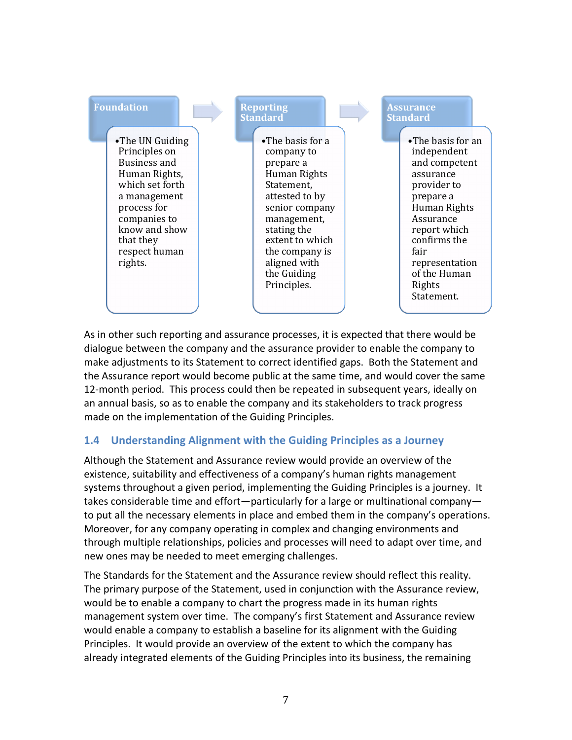**Foundation**

- The UN Guiding Principles on Business and Human Rights, which set forth a management process for companies to know and show that they respect human rights.

**Reporting Standard**

- The basis for a company to prepare a Human Rights Statement, attested to by senior company management, stating the extent to which the company is aligned with the Guiding Principles.

**Assurance Standard**

- The basis for an independent and competent assurance provider to prepare a Human Rights Assurance report which confirms the fair representation of the Human Rights Statement.

As in other such reporting and assurance processes, it is expected that there would be dialogue between the company and the assurance provider to enable the company to make adjustments to its Statement to correct identified gaps. Both the Statement and the Assurance report would become public at the same time, and would cover the same 12-month period. This process could then be repeated in subsequent years, ideally on an annual basis, so as to enable the company and its stakeholders to track progress made on the implementation of the Guiding Principles.

### 1.4 Understanding Alignment with the Guiding Principles as a Journey

Although the Statement and Assurance review would provide an overview of the existence, suitability and effectiveness of a company's human rights management systems throughout a given period, implementing the Guiding Principles is a journey. It takes considerable time and effort—particularly for a large or multinational company—to put all the necessary elements in place and embed them in the company's operations. Moreover, for any company operating in complex and changing environments and through multiple relationships, policies and processes will need to adapt over time, and new ones may be needed to meet emerging challenges.

The Standards for the Statement and the Assurance review should reflect this reality. The primary purpose of the Statement, used in conjunction with the Assurance review, would be to enable a company to chart the progress made in its human rights management system over time. The company's first Statement and Assurance review would enable a company to establish a baseline for its alignment with the Guiding Principles. It would provide an overview of the extent to which the company has already integrated elements of the Guiding Principles into its business, the remaining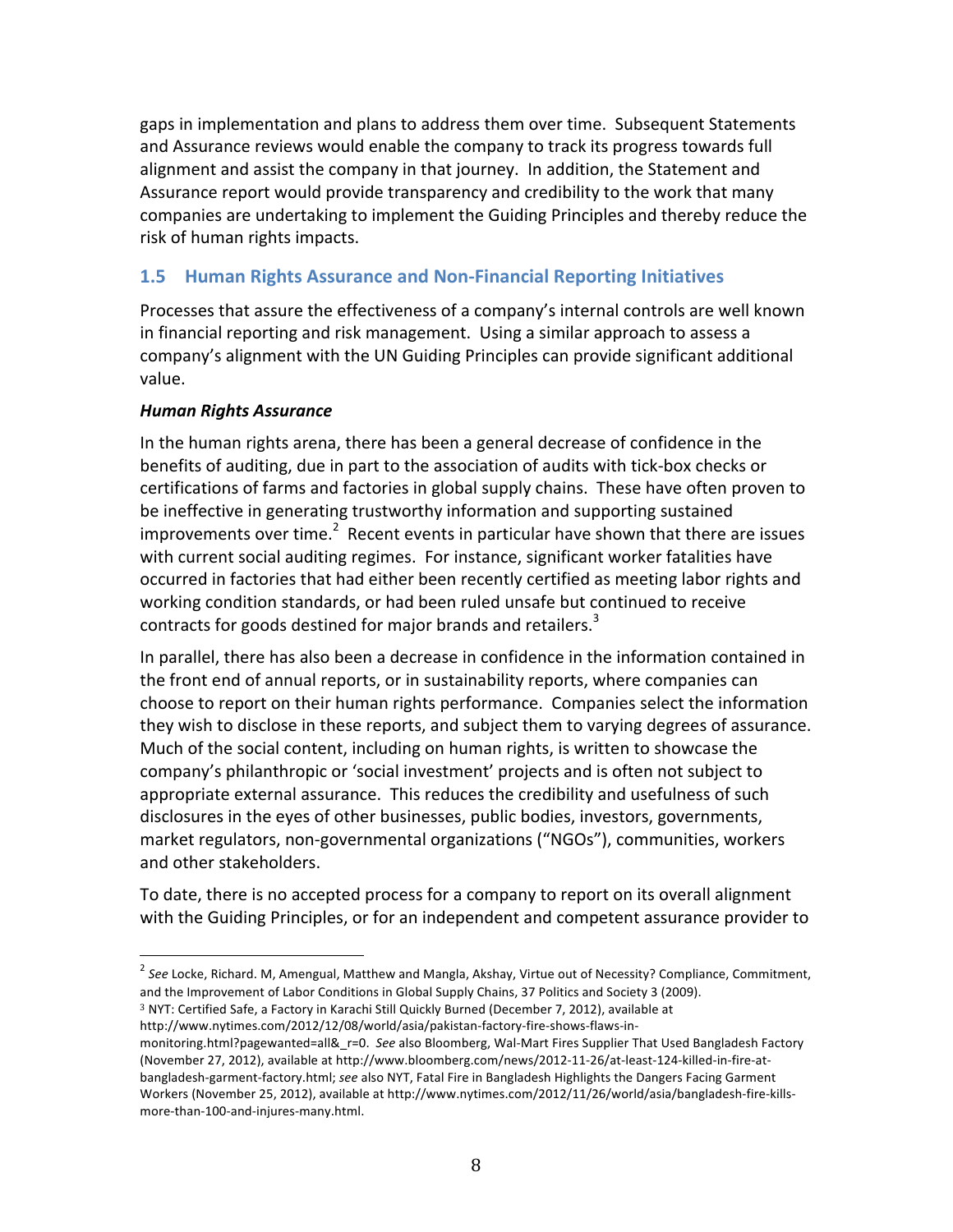gaps in implementation and plans to address them over time. Subsequent Statements and Assurance reviews would enable the company to track its progress towards full alignment and assist the company in that journey. In addition, the Statement and Assurance report would provide transparency and credibility to the work that many companies are undertaking to implement the Guiding Principles and thereby reduce the risk of human rights impacts.

## 1.5 Human Rights Assurance and Non-Financial Reporting Initiatives

Processes that assure the effectiveness of a company's internal controls are well known in financial reporting and risk management. Using a similar approach to assess a company's alignment with the UN Guiding Principles can provide significant additional value.

***Human Rights Assurance***

In the human rights arena, there has been a general decrease of confidence in the benefits of auditing, due in part to the association of audits with tick-box checks or certifications of farms and factories in global supply chains. These have often proven to be ineffective in generating trustworthy information and supporting sustained improvements over time.[2] Recent events in particular have shown that there are issues with current social auditing regimes. For instance, significant worker fatalities have occurred in factories that had either been recently certified as meeting labor rights and working condition standards, or had been ruled unsafe but continued to receive contracts for goods destined for major brands and retailers.[3]

In parallel, there has also been a decrease in confidence in the information contained in the front end of annual reports, or in sustainability reports, where companies can choose to report on their human rights performance. Companies select the information they wish to disclose in these reports, and subject them to varying degrees of assurance. Much of the social content, including on human rights, is written to showcase the company's philanthropic or 'social investment' projects and is often not subject to appropriate external assurance. This reduces the credibility and usefulness of such disclosures in the eyes of other businesses, public bodies, investors, governments, market regulators, non-governmental organizations ("NGOs"), communities, workers and other stakeholders.

To date, there is no accepted process for a company to report on its overall alignment with the Guiding Principles, or for an independent and competent assurance provider to

---

[2] *See* Locke, Richard. M, Amengual, Matthew and Mangla, Akshay, Virtue out of Necessity? Compliance, Commitment, and the Improvement of Labor Conditions in Global Supply Chains, 37 Politics and Society 3 (2009).

[3] NYT: Certified Safe, a Factory in Karachi Still Quickly Burned (December 7, 2012), available at http://www.nytimes.com/2012/12/08/world/asia/pakistan-factory-fire-shows-flaws-in-monitoring.html?pagewanted=all&_r=0. *See* also Bloomberg, Wal-Mart Fires Supplier That Used Bangladesh Factory (November 27, 2012), available at http://www.bloomberg.com/news/2012-11-26/at-least-124-killed-in-fire-at-bangladesh-garment-factory.html; *see* also NYT, Fatal Fire in Bangladesh Highlights the Dangers Facing Garment Workers (November 25, 2012), available at http://www.nytimes.com/2012/11/26/world/asia/bangladesh-fire-kills-more-than-100-and-injures-many.html.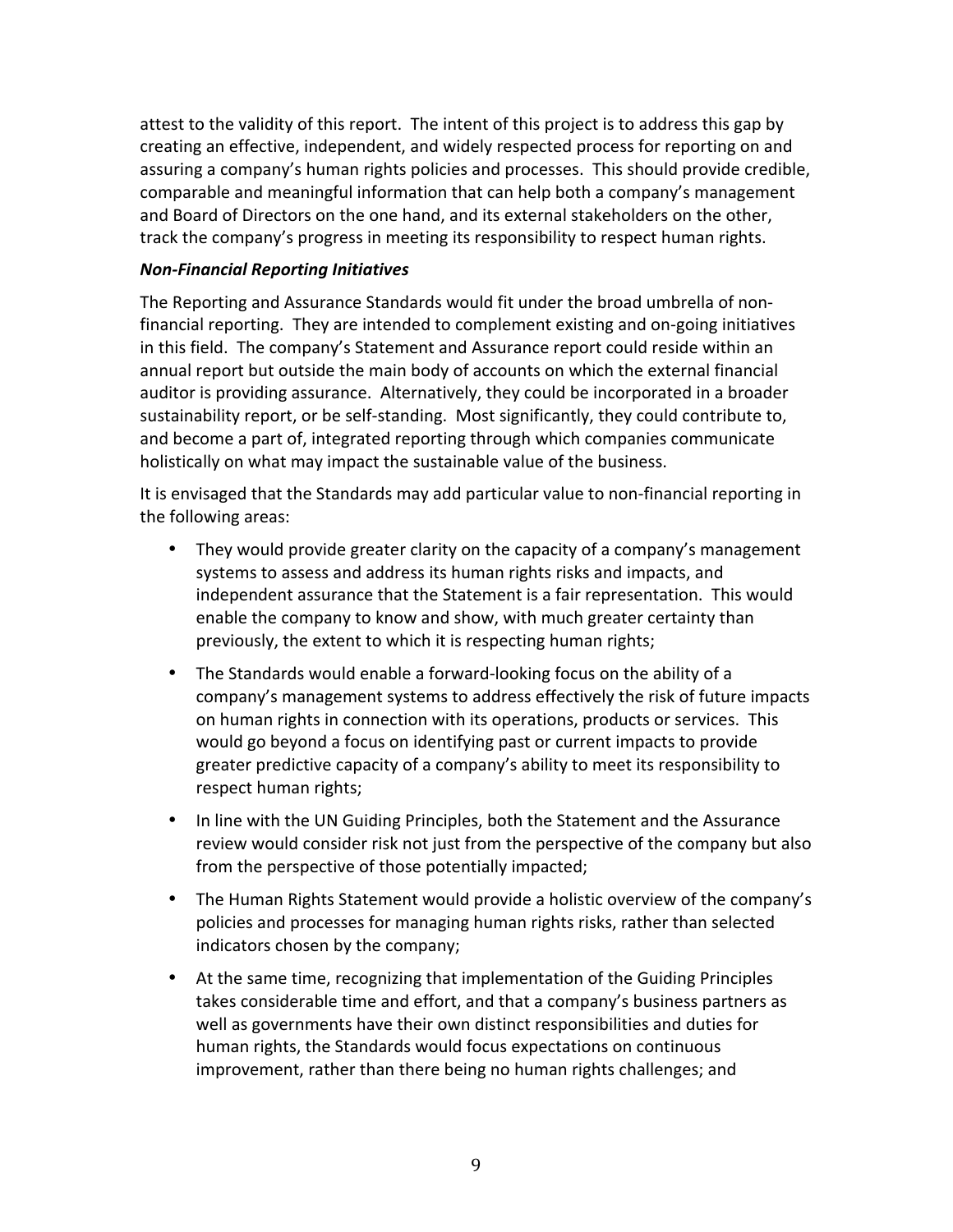attest to the validity of this report. The intent of this project is to address this gap by creating an effective, independent, and widely respected process for reporting on and assuring a company's human rights policies and processes. This should provide credible, comparable and meaningful information that can help both a company's management and Board of Directors on the one hand, and its external stakeholders on the other, track the company's progress in meeting its responsibility to respect human rights.

***Non-Financial Reporting Initiatives***

The Reporting and Assurance Standards would fit under the broad umbrella of non-financial reporting. They are intended to complement existing and on-going initiatives in this field. The company's Statement and Assurance report could reside within an annual report but outside the main body of accounts on which the external financial auditor is providing assurance. Alternatively, they could be incorporated in a broader sustainability report, or be self-standing. Most significantly, they could contribute to, and become a part of, integrated reporting through which companies communicate holistically on what may impact the sustainable value of the business.

It is envisaged that the Standards may add particular value to non-financial reporting in the following areas:

- They would provide greater clarity on the capacity of a company's management systems to assess and address its human rights risks and impacts, and independent assurance that the Statement is a fair representation. This would enable the company to know and show, with much greater certainty than previously, the extent to which it is respecting human rights;
- The Standards would enable a forward-looking focus on the ability of a company's management systems to address effectively the risk of future impacts on human rights in connection with its operations, products or services. This would go beyond a focus on identifying past or current impacts to provide greater predictive capacity of a company's ability to meet its responsibility to respect human rights;
- In line with the UN Guiding Principles, both the Statement and the Assurance review would consider risk not just from the perspective of the company but also from the perspective of those potentially impacted;
- The Human Rights Statement would provide a holistic overview of the company's policies and processes for managing human rights risks, rather than selected indicators chosen by the company;
- At the same time, recognizing that implementation of the Guiding Principles takes considerable time and effort, and that a company's business partners as well as governments have their own distinct responsibilities and duties for human rights, the Standards would focus expectations on continuous improvement, rather than there being no human rights challenges; and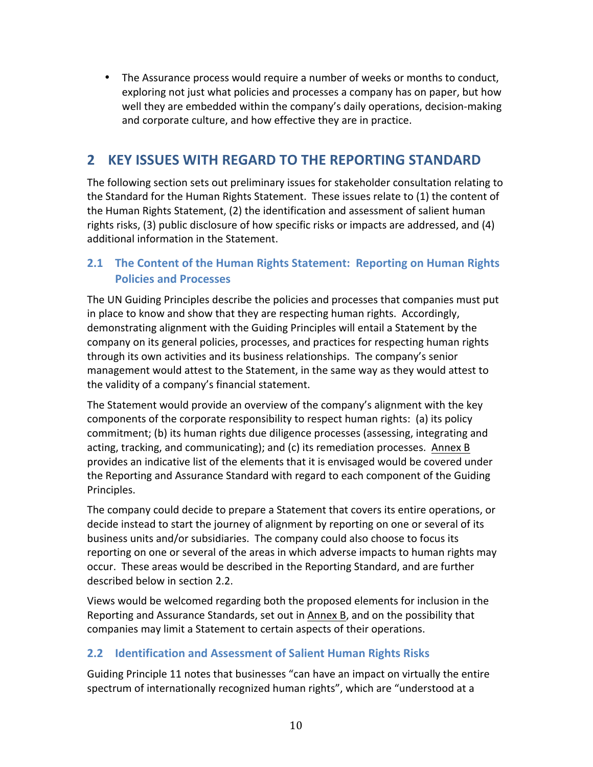- The Assurance process would require a number of weeks or months to conduct, exploring not just what policies and processes a company has on paper, but how well they are embedded within the company's daily operations, decision-making and corporate culture, and how effective they are in practice.

## 2 KEY ISSUES WITH REGARD TO THE REPORTING STANDARD

The following section sets out preliminary issues for stakeholder consultation relating to the Standard for the Human Rights Statement. These issues relate to (1) the content of the Human Rights Statement, (2) the identification and assessment of salient human rights risks, (3) public disclosure of how specific risks or impacts are addressed, and (4) additional information in the Statement.

### 2.1 The Content of the Human Rights Statement: Reporting on Human Rights Policies and Processes

The UN Guiding Principles describe the policies and processes that companies must put in place to know and show that they are respecting human rights. Accordingly, demonstrating alignment with the Guiding Principles will entail a Statement by the company on its general policies, processes, and practices for respecting human rights through its own activities and its business relationships. The company's senior management would attest to the Statement, in the same way as they would attest to the validity of a company's financial statement.

The Statement would provide an overview of the company's alignment with the key components of the corporate responsibility to respect human rights: (a) its policy commitment; (b) its human rights due diligence processes (assessing, integrating and acting, tracking, and communicating); and (c) its remediation processes. Annex B provides an indicative list of the elements that it is envisaged would be covered under the Reporting and Assurance Standard with regard to each component of the Guiding Principles.

The company could decide to prepare a Statement that covers its entire operations, or decide instead to start the journey of alignment by reporting on one or several of its business units and/or subsidiaries. The company could also choose to focus its reporting on one or several of the areas in which adverse impacts to human rights may occur. These areas would be described in the Reporting Standard, and are further described below in section 2.2.

Views would be welcomed regarding both the proposed elements for inclusion in the Reporting and Assurance Standards, set out in Annex B, and on the possibility that companies may limit a Statement to certain aspects of their operations.

### 2.2 Identification and Assessment of Salient Human Rights Risks

Guiding Principle 11 notes that businesses "can have an impact on virtually the entire spectrum of internationally recognized human rights", which are "understood at a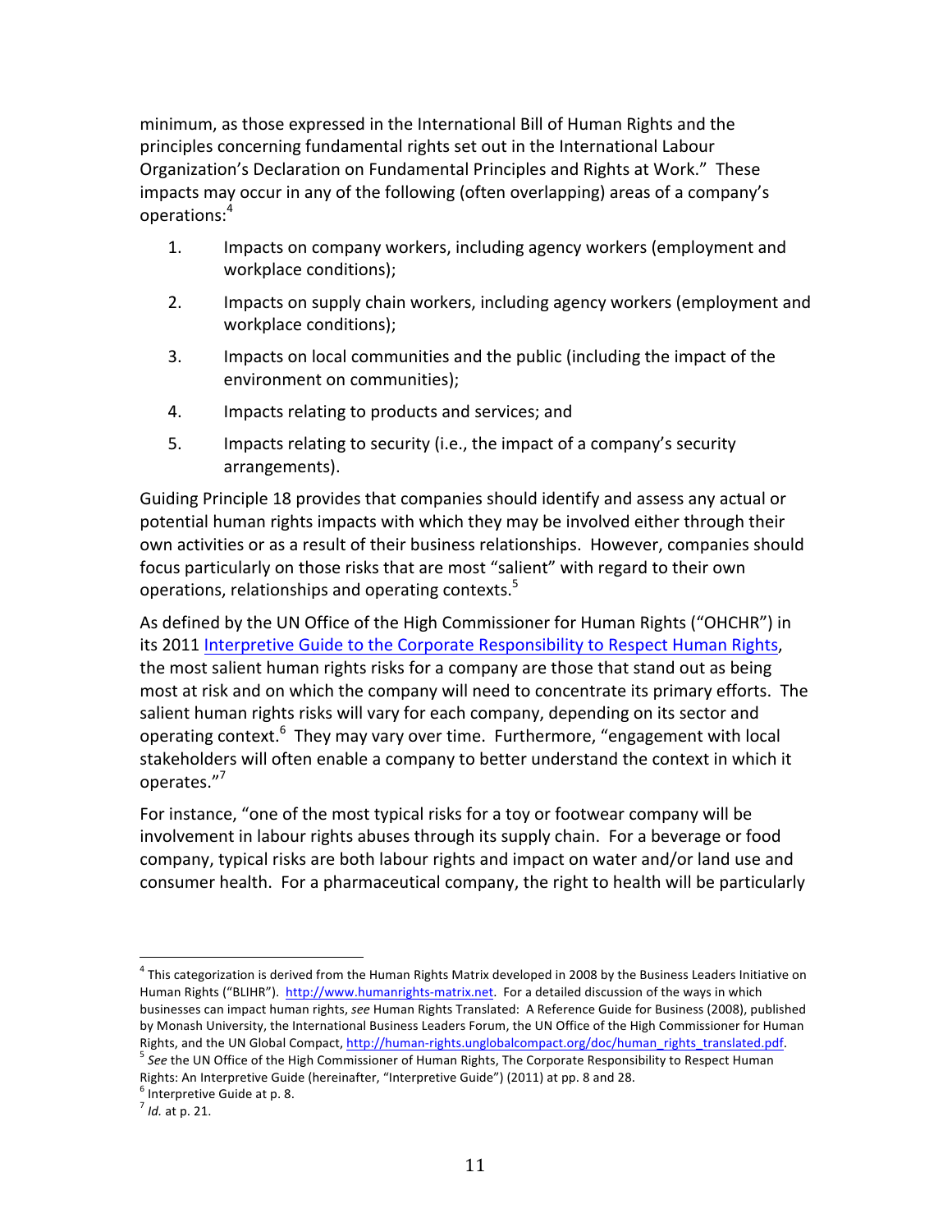minimum, as those expressed in the International Bill of Human Rights and the principles concerning fundamental rights set out in the International Labour Organization's Declaration on Fundamental Principles and Rights at Work." These impacts may occur in any of the following (often overlapping) areas of a company's operations:[4]

1. Impacts on company workers, including agency workers (employment and workplace conditions);
2. Impacts on supply chain workers, including agency workers (employment and workplace conditions);
3. Impacts on local communities and the public (including the impact of the environment on communities);
4. Impacts relating to products and services; and
5. Impacts relating to security (i.e., the impact of a company's security arrangements).

Guiding Principle 18 provides that companies should identify and assess any actual or potential human rights impacts with which they may be involved either through their own activities or as a result of their business relationships. However, companies should focus particularly on those risks that are most "salient" with regard to their own operations, relationships and operating contexts.[5]

As defined by the UN Office of the High Commissioner for Human Rights ("OHCHR") in its 2011 [Interpretive Guide to the Corporate Responsibility to Respect Human Rights](), the most salient human rights risks for a company are those that stand out as being most at risk and on which the company will need to concentrate its primary efforts. The salient human rights risks will vary for each company, depending on its sector and operating context.[6] They may vary over time. Furthermore, "engagement with local stakeholders will often enable a company to better understand the context in which it operates."[7]

For instance, "one of the most typical risks for a toy or footwear company will be involvement in labour rights abuses through its supply chain. For a beverage or food company, typical risks are both labour rights and impact on water and/or land use and consumer health. For a pharmaceutical company, the right to health will be particularly

---

[4] This categorization is derived from the Human Rights Matrix developed in 2008 by the Business Leaders Initiative on Human Rights ("BLIHR"). http://www.humanrights-matrix.net. For a detailed discussion of the ways in which businesses can impact human rights, *see* Human Rights Translated: A Reference Guide for Business (2008), published by Monash University, the International Business Leaders Forum, the UN Office of the High Commissioner for Human Rights, and the UN Global Compact, http://human-rights.unglobalcompact.org/doc/human_rights_translated.pdf.

[5] *See* the UN Office of the High Commissioner of Human Rights, The Corporate Responsibility to Respect Human Rights: An Interpretive Guide (hereinafter, "Interpretive Guide") (2011) at pp. 8 and 28.

[6] Interpretive Guide at p. 8.

[7] *Id.* at p. 21.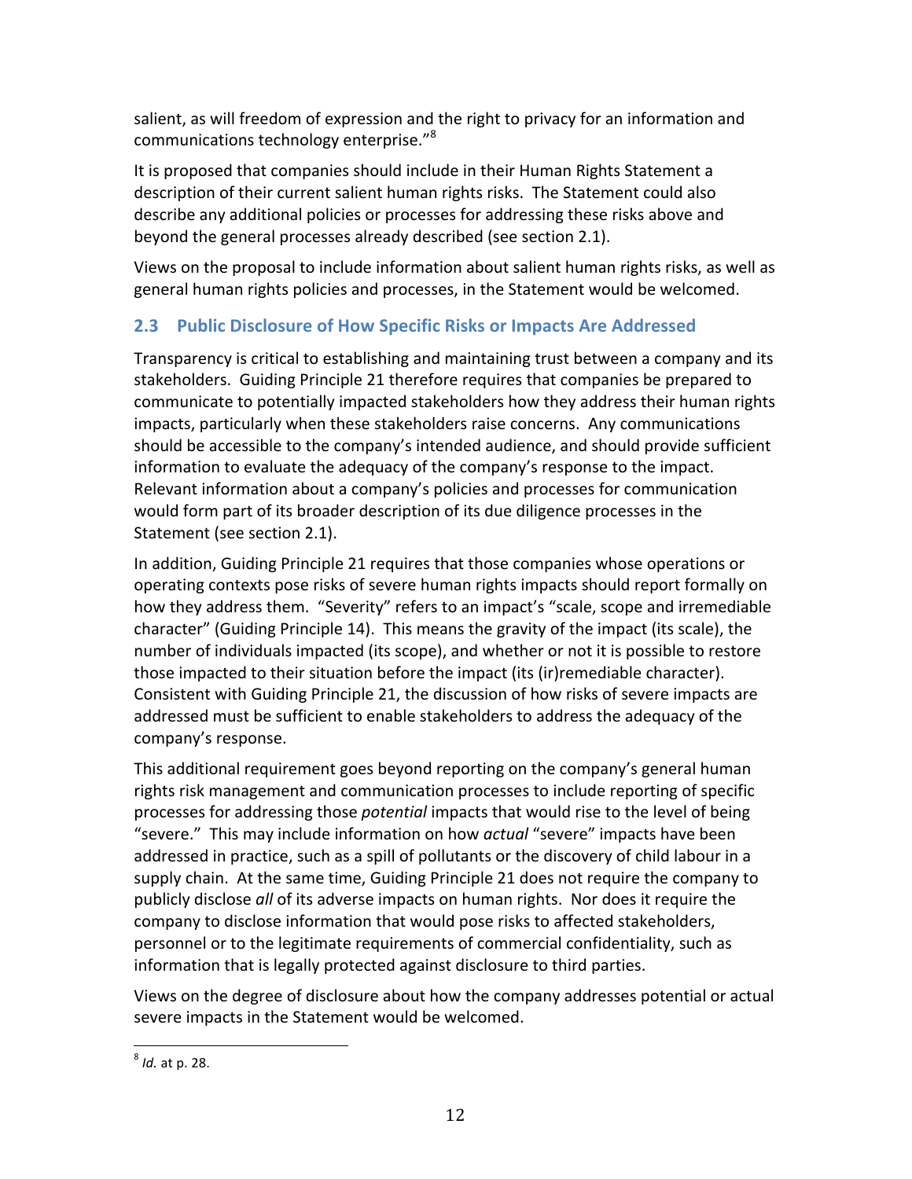salient, as will freedom of expression and the right to privacy for an information and communications technology enterprise."[8]

It is proposed that companies should include in their Human Rights Statement a description of their current salient human rights risks. The Statement could also describe any additional policies or processes for addressing these risks above and beyond the general processes already described (see section 2.1).

Views on the proposal to include information about salient human rights risks, as well as general human rights policies and processes, in the Statement would be welcomed.

## 2.3 Public Disclosure of How Specific Risks or Impacts Are Addressed

Transparency is critical to establishing and maintaining trust between a company and its stakeholders. Guiding Principle 21 therefore requires that companies be prepared to communicate to potentially impacted stakeholders how they address their human rights impacts, particularly when these stakeholders raise concerns. Any communications should be accessible to the company's intended audience, and should provide sufficient information to evaluate the adequacy of the company's response to the impact. Relevant information about a company's policies and processes for communication would form part of its broader description of its due diligence processes in the Statement (see section 2.1).

In addition, Guiding Principle 21 requires that those companies whose operations or operating contexts pose risks of severe human rights impacts should report formally on how they address them. "Severity" refers to an impact's "scale, scope and irremediable character" (Guiding Principle 14). This means the gravity of the impact (its scale), the number of individuals impacted (its scope), and whether or not it is possible to restore those impacted to their situation before the impact (its (ir)remediable character). Consistent with Guiding Principle 21, the discussion of how risks of severe impacts are addressed must be sufficient to enable stakeholders to address the adequacy of the company's response.

This additional requirement goes beyond reporting on the company's general human rights risk management and communication processes to include reporting of specific processes for addressing those *potential* impacts that would rise to the level of being "severe." This may include information on how *actual* "severe" impacts have been addressed in practice, such as a spill of pollutants or the discovery of child labour in a supply chain. At the same time, Guiding Principle 21 does not require the company to publicly disclose *all* of its adverse impacts on human rights. Nor does it require the company to disclose information that would pose risks to affected stakeholders, personnel or to the legitimate requirements of commercial confidentiality, such as information that is legally protected against disclosure to third parties.

Views on the degree of disclosure about how the company addresses potential or actual severe impacts in the Statement would be welcomed.

---

[8] *Id.* at p. 28.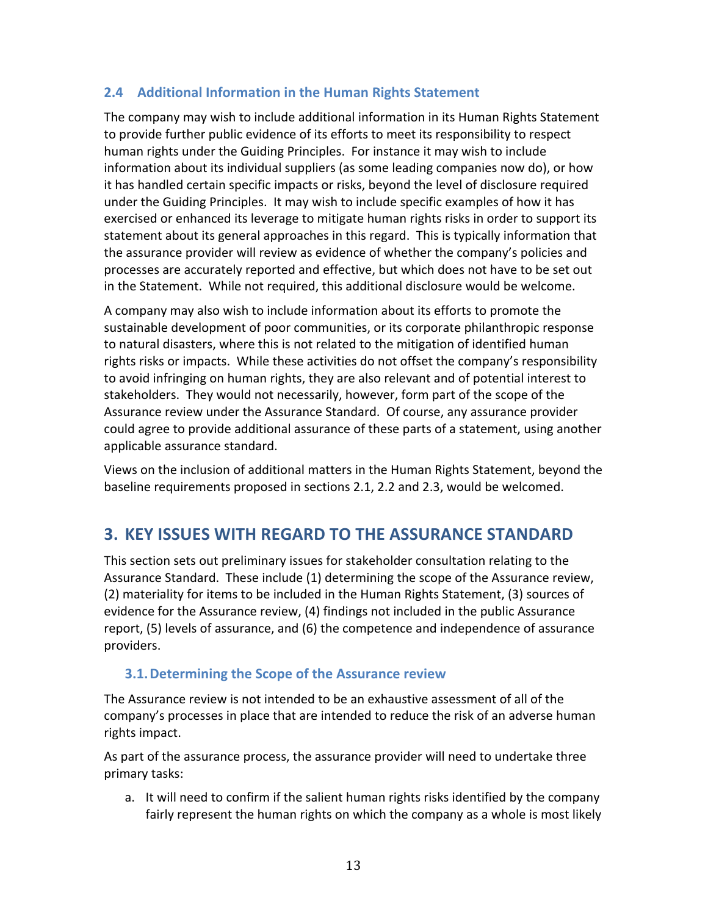### 2.4 Additional Information in the Human Rights Statement

The company may wish to include additional information in its Human Rights Statement to provide further public evidence of its efforts to meet its responsibility to respect human rights under the Guiding Principles. For instance it may wish to include information about its individual suppliers (as some leading companies now do), or how it has handled certain specific impacts or risks, beyond the level of disclosure required under the Guiding Principles. It may wish to include specific examples of how it has exercised or enhanced its leverage to mitigate human rights risks in order to support its statement about its general approaches in this regard. This is typically information that the assurance provider will review as evidence of whether the company's policies and processes are accurately reported and effective, but which does not have to be set out in the Statement. While not required, this additional disclosure would be welcome.

A company may also wish to include information about its efforts to promote the sustainable development of poor communities, or its corporate philanthropic response to natural disasters, where this is not related to the mitigation of identified human rights risks or impacts. While these activities do not offset the company's responsibility to avoid infringing on human rights, they are also relevant and of potential interest to stakeholders. They would not necessarily, however, form part of the scope of the Assurance review under the Assurance Standard. Of course, any assurance provider could agree to provide additional assurance of these parts of a statement, using another applicable assurance standard.

Views on the inclusion of additional matters in the Human Rights Statement, beyond the baseline requirements proposed in sections 2.1, 2.2 and 2.3, would be welcomed.

## 3. KEY ISSUES WITH REGARD TO THE ASSURANCE STANDARD

This section sets out preliminary issues for stakeholder consultation relating to the Assurance Standard. These include (1) determining the scope of the Assurance review, (2) materiality for items to be included in the Human Rights Statement, (3) sources of evidence for the Assurance review, (4) findings not included in the public Assurance report, (5) levels of assurance, and (6) the competence and independence of assurance providers.

### 3.1. Determining the Scope of the Assurance review

The Assurance review is not intended to be an exhaustive assessment of all of the company's processes in place that are intended to reduce the risk of an adverse human rights impact.

As part of the assurance process, the assurance provider will need to undertake three primary tasks:

a. It will need to confirm if the salient human rights risks identified by the company fairly represent the human rights on which the company as a whole is most likely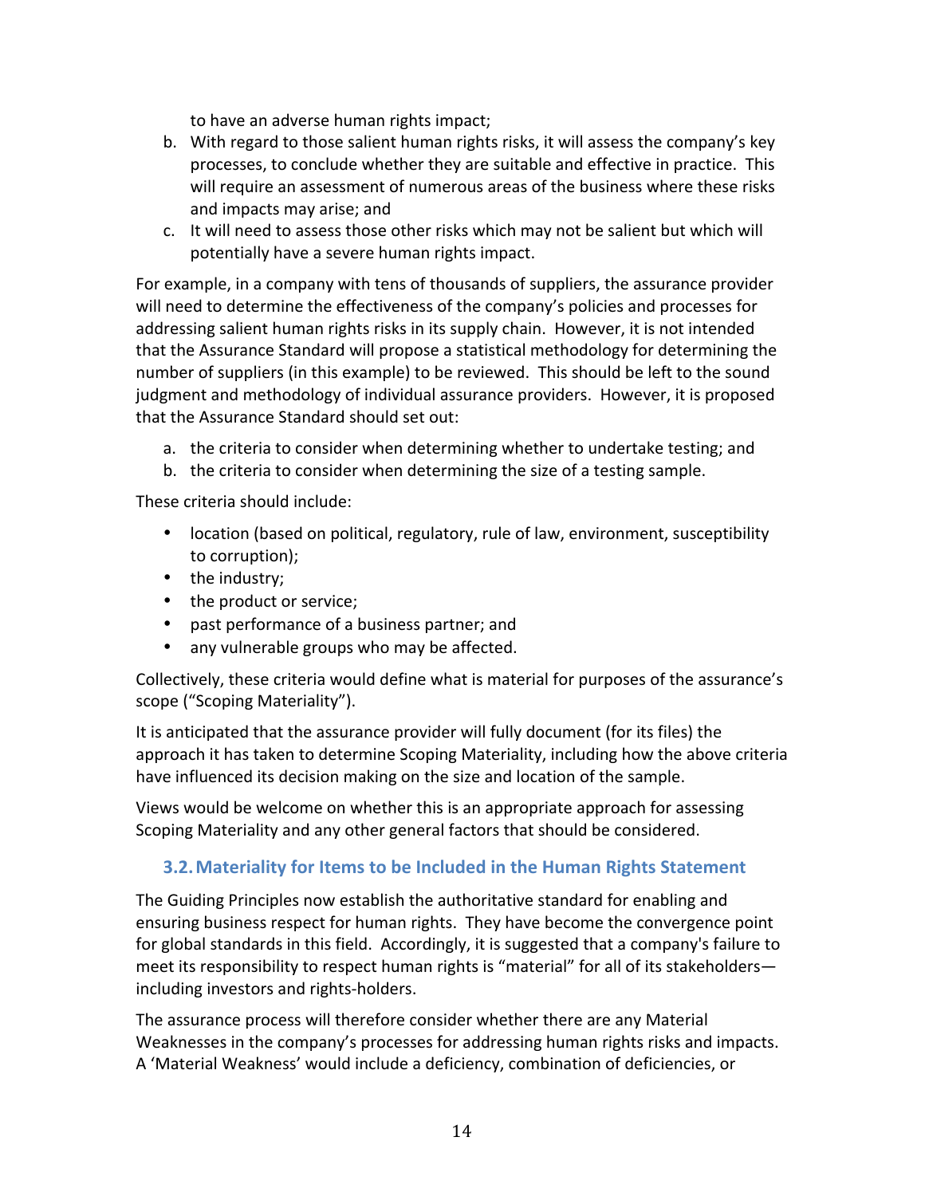to have an adverse human rights impact;

b. With regard to those salient human rights risks, it will assess the company's key processes, to conclude whether they are suitable and effective in practice. This will require an assessment of numerous areas of the business where these risks and impacts may arise; and
c. It will need to assess those other risks which may not be salient but which will potentially have a severe human rights impact.

For example, in a company with tens of thousands of suppliers, the assurance provider will need to determine the effectiveness of the company's policies and processes for addressing salient human rights risks in its supply chain. However, it is not intended that the Assurance Standard will propose a statistical methodology for determining the number of suppliers (in this example) to be reviewed. This should be left to the sound judgment and methodology of individual assurance providers. However, it is proposed that the Assurance Standard should set out:

a. the criteria to consider when determining whether to undertake testing; and
b. the criteria to consider when determining the size of a testing sample.

These criteria should include:

- location (based on political, regulatory, rule of law, environment, susceptibility to corruption);
- the industry;
- the product or service;
- past performance of a business partner; and
- any vulnerable groups who may be affected.

Collectively, these criteria would define what is material for purposes of the assurance's scope ("Scoping Materiality").

It is anticipated that the assurance provider will fully document (for its files) the approach it has taken to determine Scoping Materiality, including how the above criteria have influenced its decision making on the size and location of the sample.

Views would be welcome on whether this is an appropriate approach for assessing Scoping Materiality and any other general factors that should be considered.

### 3.2. Materiality for Items to be Included in the Human Rights Statement

The Guiding Principles now establish the authoritative standard for enabling and ensuring business respect for human rights. They have become the convergence point for global standards in this field. Accordingly, it is suggested that a company's failure to meet its responsibility to respect human rights is "material" for all of its stakeholders—including investors and rights-holders.

The assurance process will therefore consider whether there are any Material Weaknesses in the company's processes for addressing human rights risks and impacts. A 'Material Weakness' would include a deficiency, combination of deficiencies, or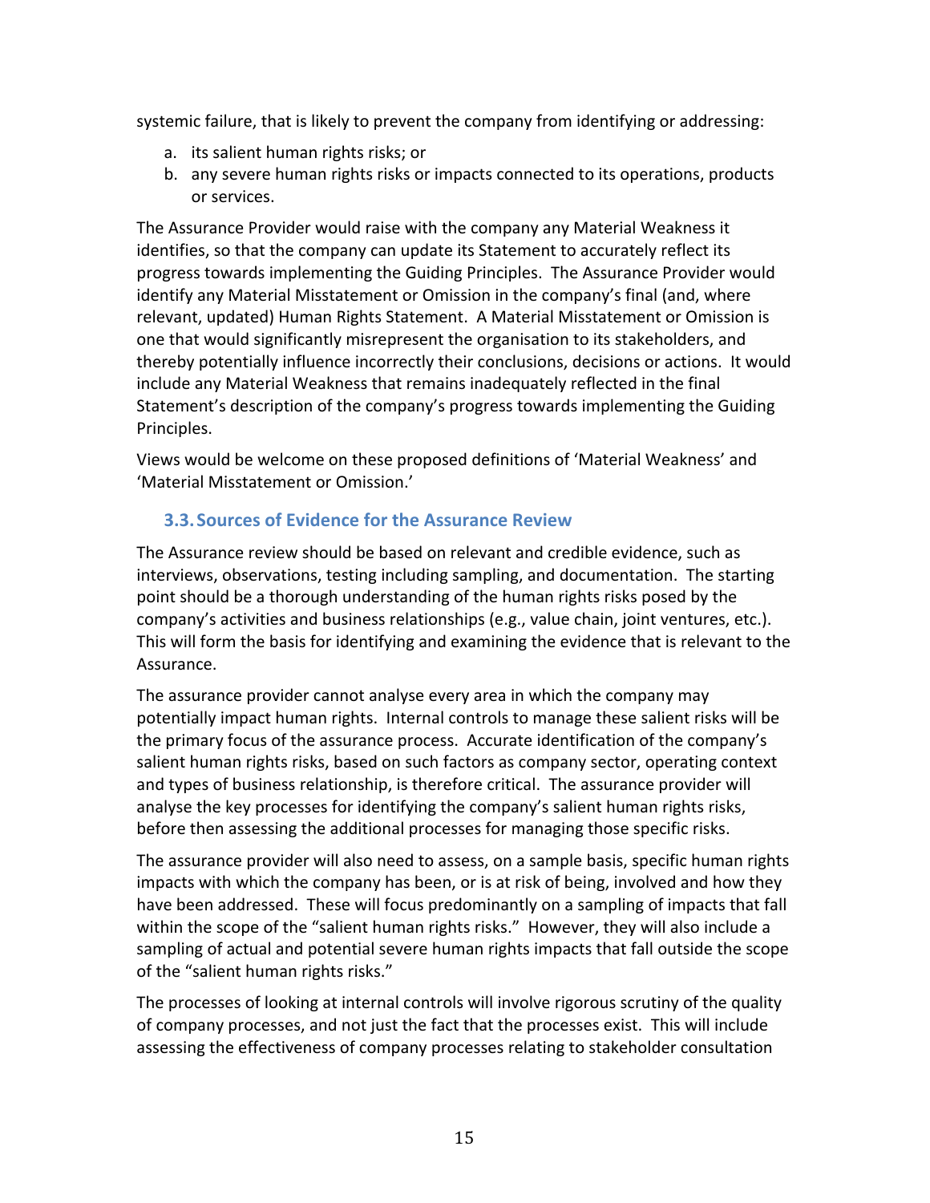systemic failure, that is likely to prevent the company from identifying or addressing:

a. its salient human rights risks; or
b. any severe human rights risks or impacts connected to its operations, products or services.

The Assurance Provider would raise with the company any Material Weakness it identifies, so that the company can update its Statement to accurately reflect its progress towards implementing the Guiding Principles. The Assurance Provider would identify any Material Misstatement or Omission in the company's final (and, where relevant, updated) Human Rights Statement. A Material Misstatement or Omission is one that would significantly misrepresent the organisation to its stakeholders, and thereby potentially influence incorrectly their conclusions, decisions or actions. It would include any Material Weakness that remains inadequately reflected in the final Statement's description of the company's progress towards implementing the Guiding Principles.

Views would be welcome on these proposed definitions of 'Material Weakness' and 'Material Misstatement or Omission.'

### 3.3. Sources of Evidence for the Assurance Review

The Assurance review should be based on relevant and credible evidence, such as interviews, observations, testing including sampling, and documentation. The starting point should be a thorough understanding of the human rights risks posed by the company's activities and business relationships (e.g., value chain, joint ventures, etc.). This will form the basis for identifying and examining the evidence that is relevant to the Assurance.

The assurance provider cannot analyse every area in which the company may potentially impact human rights. Internal controls to manage these salient risks will be the primary focus of the assurance process. Accurate identification of the company's salient human rights risks, based on such factors as company sector, operating context and types of business relationship, is therefore critical. The assurance provider will analyse the key processes for identifying the company's salient human rights risks, before then assessing the additional processes for managing those specific risks.

The assurance provider will also need to assess, on a sample basis, specific human rights impacts with which the company has been, or is at risk of being, involved and how they have been addressed. These will focus predominantly on a sampling of impacts that fall within the scope of the "salient human rights risks." However, they will also include a sampling of actual and potential severe human rights impacts that fall outside the scope of the "salient human rights risks."

The processes of looking at internal controls will involve rigorous scrutiny of the quality of company processes, and not just the fact that the processes exist. This will include assessing the effectiveness of company processes relating to stakeholder consultation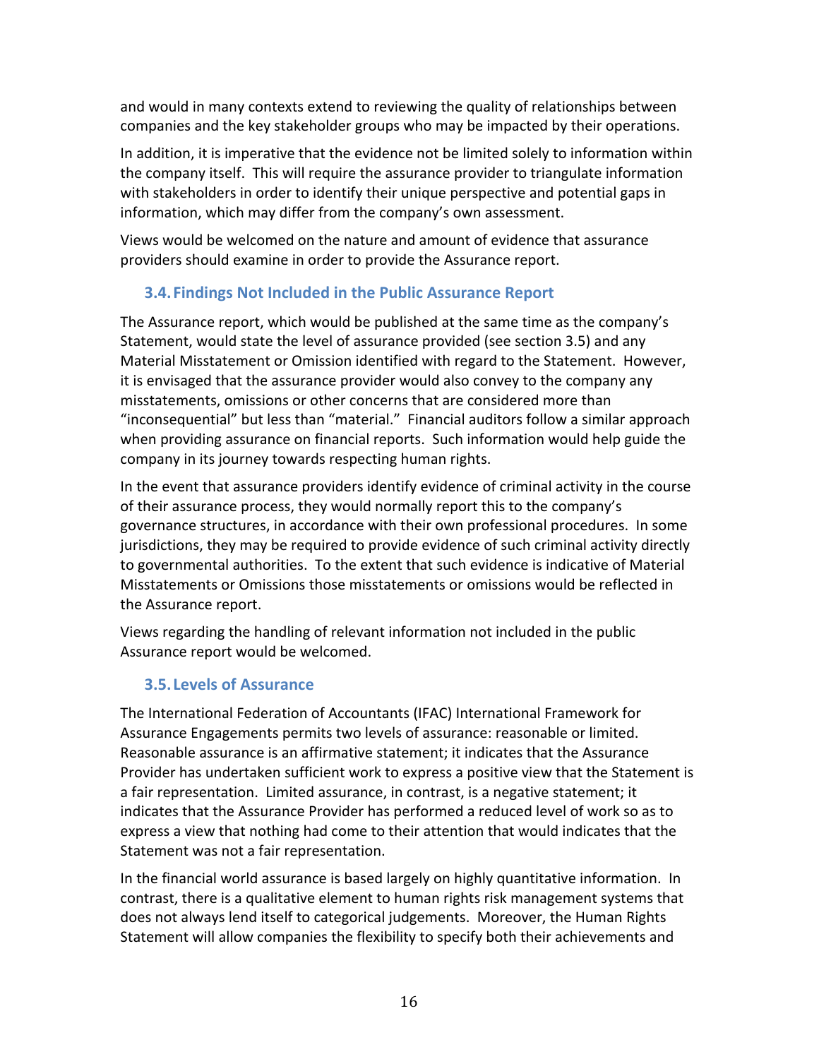and would in many contexts extend to reviewing the quality of relationships between companies and the key stakeholder groups who may be impacted by their operations.

In addition, it is imperative that the evidence not be limited solely to information within the company itself. This will require the assurance provider to triangulate information with stakeholders in order to identify their unique perspective and potential gaps in information, which may differ from the company's own assessment.

Views would be welcomed on the nature and amount of evidence that assurance providers should examine in order to provide the Assurance report.

### 3.4. Findings Not Included in the Public Assurance Report

The Assurance report, which would be published at the same time as the company's Statement, would state the level of assurance provided (see section 3.5) and any Material Misstatement or Omission identified with regard to the Statement. However, it is envisaged that the assurance provider would also convey to the company any misstatements, omissions or other concerns that are considered more than "inconsequential" but less than "material." Financial auditors follow a similar approach when providing assurance on financial reports. Such information would help guide the company in its journey towards respecting human rights.

In the event that assurance providers identify evidence of criminal activity in the course of their assurance process, they would normally report this to the company's governance structures, in accordance with their own professional procedures. In some jurisdictions, they may be required to provide evidence of such criminal activity directly to governmental authorities. To the extent that such evidence is indicative of Material Misstatements or Omissions those misstatements or omissions would be reflected in the Assurance report.

Views regarding the handling of relevant information not included in the public Assurance report would be welcomed.

### 3.5. Levels of Assurance

The International Federation of Accountants (IFAC) International Framework for Assurance Engagements permits two levels of assurance: reasonable or limited. Reasonable assurance is an affirmative statement; it indicates that the Assurance Provider has undertaken sufficient work to express a positive view that the Statement is a fair representation. Limited assurance, in contrast, is a negative statement; it indicates that the Assurance Provider has performed a reduced level of work so as to express a view that nothing had come to their attention that would indicates that the Statement was not a fair representation.

In the financial world assurance is based largely on highly quantitative information. In contrast, there is a qualitative element to human rights risk management systems that does not always lend itself to categorical judgements. Moreover, the Human Rights Statement will allow companies the flexibility to specify both their achievements and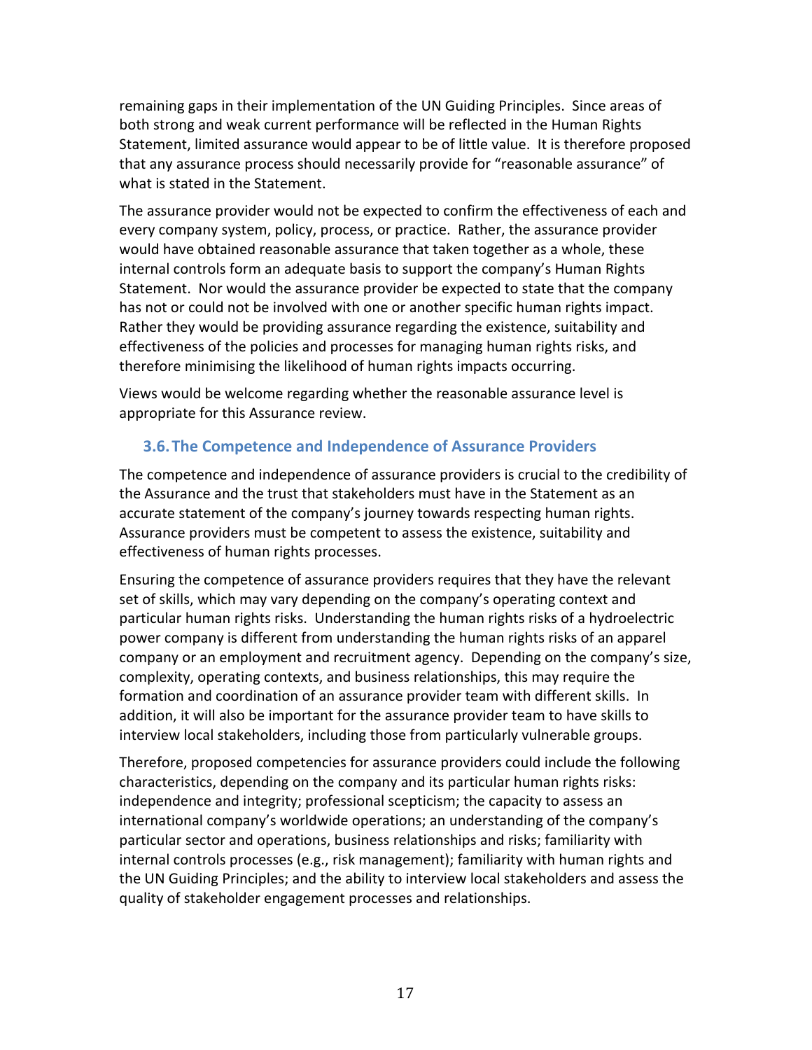remaining gaps in their implementation of the UN Guiding Principles. Since areas of both strong and weak current performance will be reflected in the Human Rights Statement, limited assurance would appear to be of little value. It is therefore proposed that any assurance process should necessarily provide for "reasonable assurance" of what is stated in the Statement.

The assurance provider would not be expected to confirm the effectiveness of each and every company system, policy, process, or practice. Rather, the assurance provider would have obtained reasonable assurance that taken together as a whole, these internal controls form an adequate basis to support the company's Human Rights Statement. Nor would the assurance provider be expected to state that the company has not or could not be involved with one or another specific human rights impact. Rather they would be providing assurance regarding the existence, suitability and effectiveness of the policies and processes for managing human rights risks, and therefore minimising the likelihood of human rights impacts occurring.

Views would be welcome regarding whether the reasonable assurance level is appropriate for this Assurance review.

### 3.6. The Competence and Independence of Assurance Providers

The competence and independence of assurance providers is crucial to the credibility of the Assurance and the trust that stakeholders must have in the Statement as an accurate statement of the company's journey towards respecting human rights. Assurance providers must be competent to assess the existence, suitability and effectiveness of human rights processes.

Ensuring the competence of assurance providers requires that they have the relevant set of skills, which may vary depending on the company's operating context and particular human rights risks. Understanding the human rights risks of a hydroelectric power company is different from understanding the human rights risks of an apparel company or an employment and recruitment agency. Depending on the company's size, complexity, operating contexts, and business relationships, this may require the formation and coordination of an assurance provider team with different skills. In addition, it will also be important for the assurance provider team to have skills to interview local stakeholders, including those from particularly vulnerable groups.

Therefore, proposed competencies for assurance providers could include the following characteristics, depending on the company and its particular human rights risks: independence and integrity; professional scepticism; the capacity to assess an international company's worldwide operations; an understanding of the company's particular sector and operations, business relationships and risks; familiarity with internal controls processes (e.g., risk management); familiarity with human rights and the UN Guiding Principles; and the ability to interview local stakeholders and assess the quality of stakeholder engagement processes and relationships.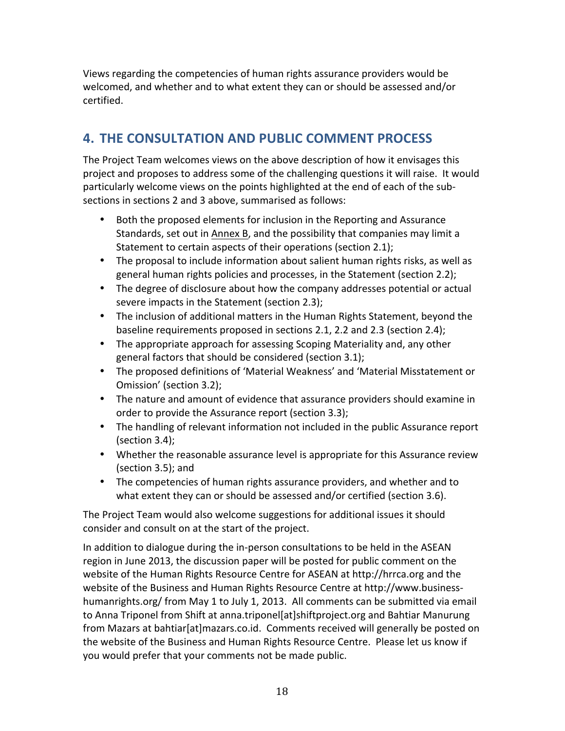Views regarding the competencies of human rights assurance providers would be welcomed, and whether and to what extent they can or should be assessed and/or certified.

## 4. THE CONSULTATION AND PUBLIC COMMENT PROCESS

The Project Team welcomes views on the above description of how it envisages this project and proposes to address some of the challenging questions it will raise. It would particularly welcome views on the points highlighted at the end of each of the sub-sections in sections 2 and 3 above, summarised as follows:

- Both the proposed elements for inclusion in the Reporting and Assurance Standards, set out in Annex B, and the possibility that companies may limit a Statement to certain aspects of their operations (section 2.1);
- The proposal to include information about salient human rights risks, as well as general human rights policies and processes, in the Statement (section 2.2);
- The degree of disclosure about how the company addresses potential or actual severe impacts in the Statement (section 2.3);
- The inclusion of additional matters in the Human Rights Statement, beyond the baseline requirements proposed in sections 2.1, 2.2 and 2.3 (section 2.4);
- The appropriate approach for assessing Scoping Materiality and, any other general factors that should be considered (section 3.1);
- The proposed definitions of 'Material Weakness' and 'Material Misstatement or Omission' (section 3.2);
- The nature and amount of evidence that assurance providers should examine in order to provide the Assurance report (section 3.3);
- The handling of relevant information not included in the public Assurance report (section 3.4);
- Whether the reasonable assurance level is appropriate for this Assurance review (section 3.5); and
- The competencies of human rights assurance providers, and whether and to what extent they can or should be assessed and/or certified (section 3.6).

The Project Team would also welcome suggestions for additional issues it should consider and consult on at the start of the project.

In addition to dialogue during the in-person consultations to be held in the ASEAN region in June 2013, the discussion paper will be posted for public comment on the website of the Human Rights Resource Centre for ASEAN at http://hrrca.org and the website of the Business and Human Rights Resource Centre at http://www.business-humanrights.org/ from May 1 to July 1, 2013. All comments can be submitted via email to Anna Triponel from Shift at anna.triponel[at]shiftproject.org and Bahtiar Manurung from Mazars at bahtiar[at]mazars.co.id. Comments received will generally be posted on the website of the Business and Human Rights Resource Centre. Please let us know if you would prefer that your comments not be made public.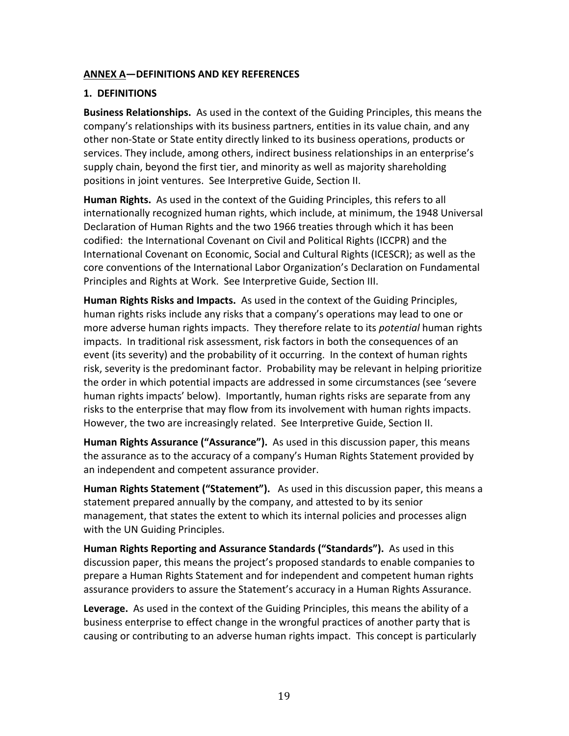## ANNEX A—DEFINITIONS AND KEY REFERENCES

### 1. DEFINITIONS

**Business Relationships.** As used in the context of the Guiding Principles, this means the company's relationships with its business partners, entities in its value chain, and any other non-State or State entity directly linked to its business operations, products or services. They include, among others, indirect business relationships in an enterprise's supply chain, beyond the first tier, and minority as well as majority shareholding positions in joint ventures. See Interpretive Guide, Section II.

**Human Rights.** As used in the context of the Guiding Principles, this refers to all internationally recognized human rights, which include, at minimum, the 1948 Universal Declaration of Human Rights and the two 1966 treaties through which it has been codified: the International Covenant on Civil and Political Rights (ICCPR) and the International Covenant on Economic, Social and Cultural Rights (ICESCR); as well as the core conventions of the International Labor Organization's Declaration on Fundamental Principles and Rights at Work. See Interpretive Guide, Section III.

**Human Rights Risks and Impacts.** As used in the context of the Guiding Principles, human rights risks include any risks that a company's operations may lead to one or more adverse human rights impacts. They therefore relate to its *potential* human rights impacts. In traditional risk assessment, risk factors in both the consequences of an event (its severity) and the probability of it occurring. In the context of human rights risk, severity is the predominant factor. Probability may be relevant in helping prioritize the order in which potential impacts are addressed in some circumstances (see 'severe human rights impacts' below). Importantly, human rights risks are separate from any risks to the enterprise that may flow from its involvement with human rights impacts. However, the two are increasingly related. See Interpretive Guide, Section II.

**Human Rights Assurance ("Assurance").** As used in this discussion paper, this means the assurance as to the accuracy of a company's Human Rights Statement provided by an independent and competent assurance provider.

**Human Rights Statement ("Statement").** As used in this discussion paper, this means a statement prepared annually by the company, and attested to by its senior management, that states the extent to which its internal policies and processes align with the UN Guiding Principles.

**Human Rights Reporting and Assurance Standards ("Standards").** As used in this discussion paper, this means the project's proposed standards to enable companies to prepare a Human Rights Statement and for independent and competent human rights assurance providers to assure the Statement's accuracy in a Human Rights Assurance.

**Leverage.** As used in the context of the Guiding Principles, this means the ability of a business enterprise to effect change in the wrongful practices of another party that is causing or contributing to an adverse human rights impact. This concept is particularly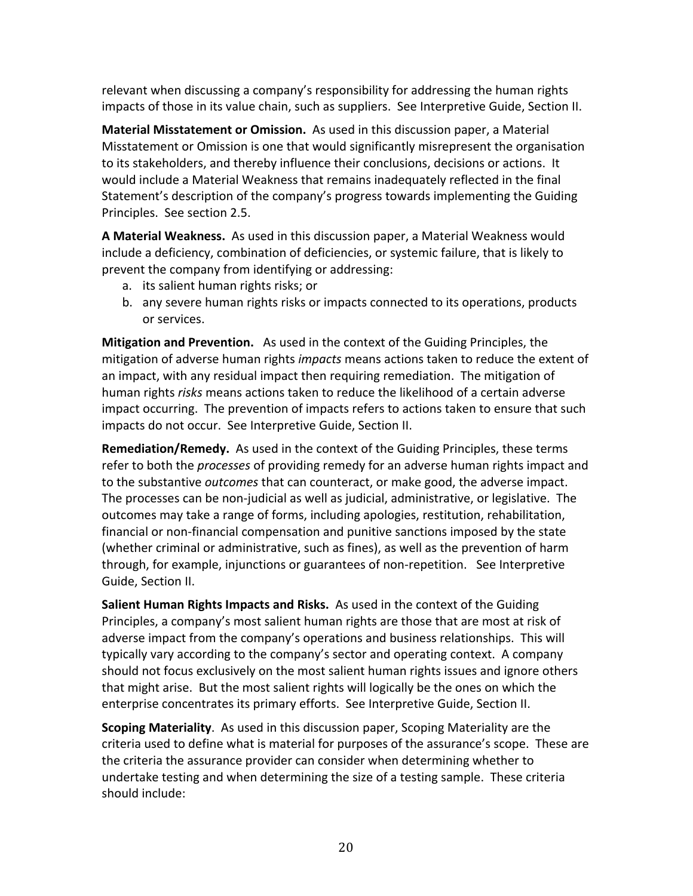relevant when discussing a company's responsibility for addressing the human rights impacts of those in its value chain, such as suppliers. See Interpretive Guide, Section II.

**Material Misstatement or Omission.** As used in this discussion paper, a Material Misstatement or Omission is one that would significantly misrepresent the organisation to its stakeholders, and thereby influence their conclusions, decisions or actions. It would include a Material Weakness that remains inadequately reflected in the final Statement's description of the company's progress towards implementing the Guiding Principles. See section 2.5.

**A Material Weakness.** As used in this discussion paper, a Material Weakness would include a deficiency, combination of deficiencies, or systemic failure, that is likely to prevent the company from identifying or addressing:

a. its salient human rights risks; or
b. any severe human rights risks or impacts connected to its operations, products or services.

**Mitigation and Prevention.** As used in the context of the Guiding Principles, the mitigation of adverse human rights *impacts* means actions taken to reduce the extent of an impact, with any residual impact then requiring remediation. The mitigation of human rights *risks* means actions taken to reduce the likelihood of a certain adverse impact occurring. The prevention of impacts refers to actions taken to ensure that such impacts do not occur. See Interpretive Guide, Section II.

**Remediation/Remedy.** As used in the context of the Guiding Principles, these terms refer to both the *processes* of providing remedy for an adverse human rights impact and to the substantive *outcomes* that can counteract, or make good, the adverse impact. The processes can be non-judicial as well as judicial, administrative, or legislative. The outcomes may take a range of forms, including apologies, restitution, rehabilitation, financial or non-financial compensation and punitive sanctions imposed by the state (whether criminal or administrative, such as fines), as well as the prevention of harm through, for example, injunctions or guarantees of non-repetition. See Interpretive Guide, Section II.

**Salient Human Rights Impacts and Risks.** As used in the context of the Guiding Principles, a company's most salient human rights are those that are most at risk of adverse impact from the company's operations and business relationships. This will typically vary according to the company's sector and operating context. A company should not focus exclusively on the most salient human rights issues and ignore others that might arise. But the most salient rights will logically be the ones on which the enterprise concentrates its primary efforts. See Interpretive Guide, Section II.

**Scoping Materiality**. As used in this discussion paper, Scoping Materiality are the criteria used to define what is material for purposes of the assurance's scope. These are the criteria the assurance provider can consider when determining whether to undertake testing and when determining the size of a testing sample. These criteria should include: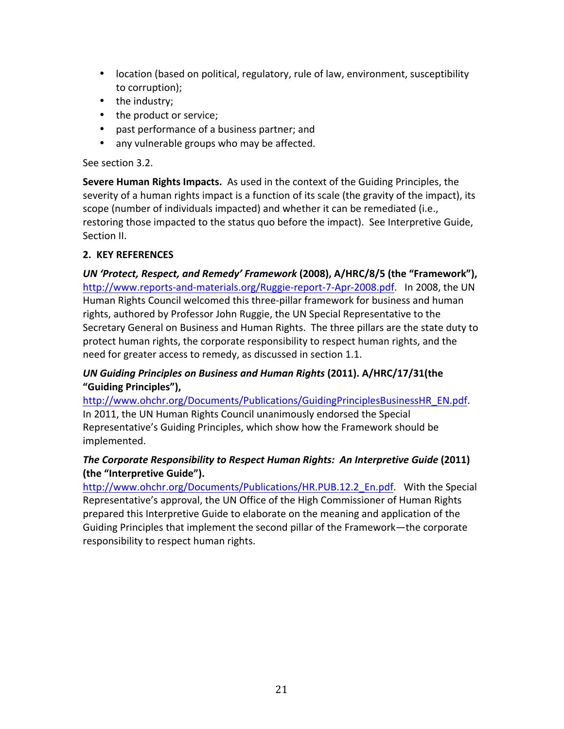- location (based on political, regulatory, rule of law, environment, susceptibility to corruption);
- the industry;
- the product or service;
- past performance of a business partner; and
- any vulnerable groups who may be affected.

See section 3.2.

**Severe Human Rights Impacts.** As used in the context of the Guiding Principles, the severity of a human rights impact is a function of its scale (the gravity of the impact), its scope (number of individuals impacted) and whether it can be remediated (i.e., restoring those impacted to the status quo before the impact). See Interpretive Guide, Section II.

## 2. KEY REFERENCES

***UN 'Protect, Respect, and Remedy' Framework* (2008), A/HRC/8/5 (the "Framework"),** http://www.reports-and-materials.org/Ruggie-report-7-Apr-2008.pdf. In 2008, the UN Human Rights Council welcomed this three-pillar framework for business and human rights, authored by Professor John Ruggie, the UN Special Representative to the Secretary General on Business and Human Rights. The three pillars are the state duty to protect human rights, the corporate responsibility to respect human rights, and the need for greater access to remedy, as discussed in section 1.1.

***UN Guiding Principles on Business and Human Rights* (2011). A/HRC/17/31(the "Guiding Principles"),** http://www.ohchr.org/Documents/Publications/GuidingPrinciplesBusinessHR_EN.pdf. In 2011, the UN Human Rights Council unanimously endorsed the Special Representative's Guiding Principles, which show how the Framework should be implemented.

***The Corporate Responsibility to Respect Human Rights: An Interpretive Guide* (2011) (the "Interpretive Guide").** http://www.ohchr.org/Documents/Publications/HR.PUB.12.2_En.pdf. With the Special Representative's approval, the UN Office of the High Commissioner of Human Rights prepared this Interpretive Guide to elaborate on the meaning and application of the Guiding Principles that implement the second pillar of the Framework—the corporate responsibility to respect human rights.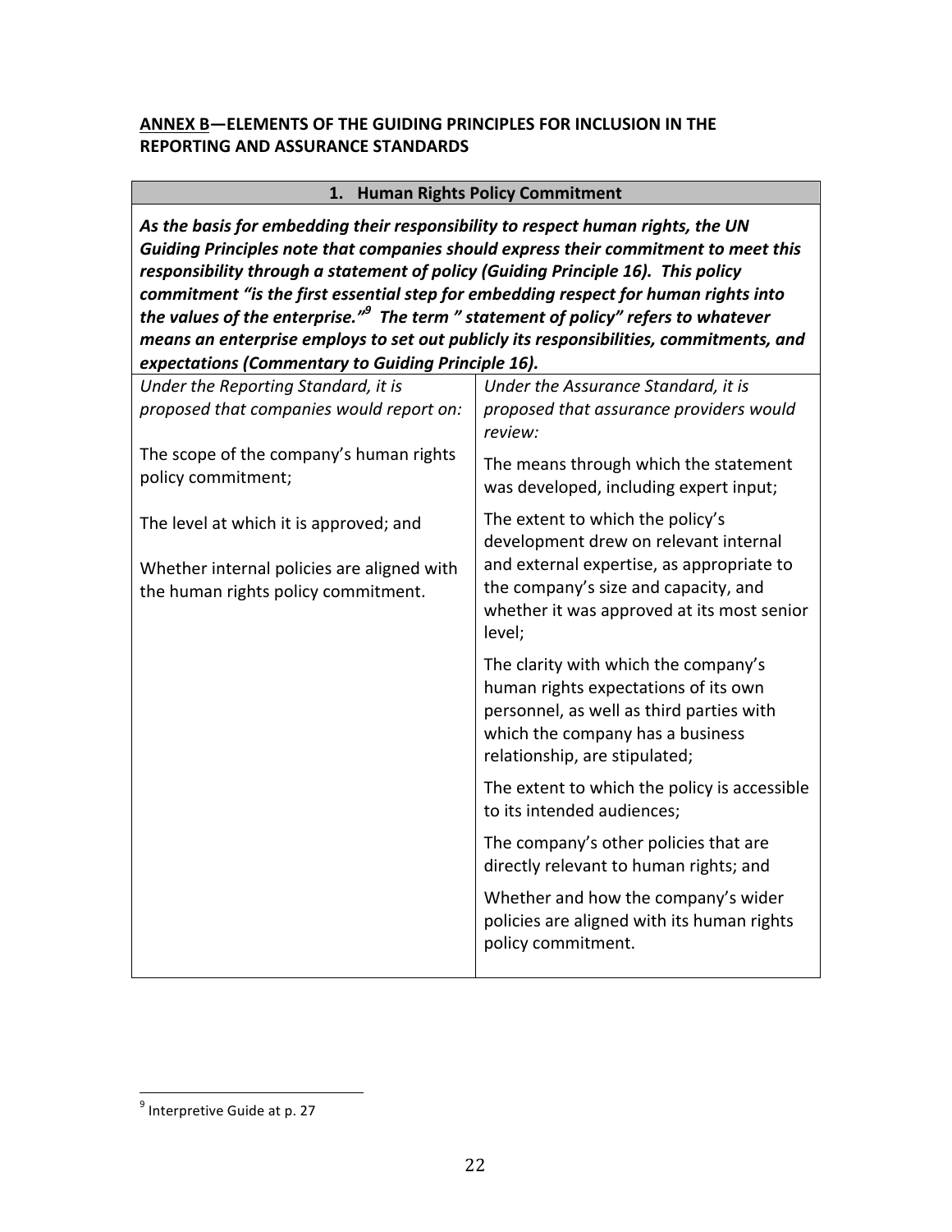**<u>ANNEX B</u>—ELEMENTS OF THE GUIDING PRINCIPLES FOR INCLUSION IN THE REPORTING AND ASSURANCE STANDARDS**

| **1. Human Rights Policy Commitment** | |
|---|---|
| ***As the basis for embedding their responsibility to respect human rights, the UN Guiding Principles note that companies should express their commitment to meet this responsibility through a statement of policy (Guiding Principle 16). This policy commitment "is the first essential step for embedding respect for human rights into the values of the enterprise."[9] The term " statement of policy" refers to whatever means an enterprise employs to set out publicly its responsibilities, commitments, and expectations (Commentary to Guiding Principle 16).*** | |
| *Under the Reporting Standard, it is proposed that companies would report on:* | *Under the Assurance Standard, it is proposed that assurance providers would review:* |
| The scope of the company's human rights policy commitment;<br><br>The level at which it is approved; and<br><br>Whether internal policies are aligned with the human rights policy commitment. | The means through which the statement was developed, including expert input;<br><br>The extent to which the policy's development drew on relevant internal and external expertise, as appropriate to the company's size and capacity, and whether it was approved at its most senior level;<br><br>The clarity with which the company's human rights expectations of its own personnel, as well as third parties with which the company has a business relationship, are stipulated;<br><br>The extent to which the policy is accessible to its intended audiences;<br><br>The company's other policies that are directly relevant to human rights; and<br><br>Whether and how the company's wider policies are aligned with its human rights policy commitment. |

[9] Interpretive Guide at p. 27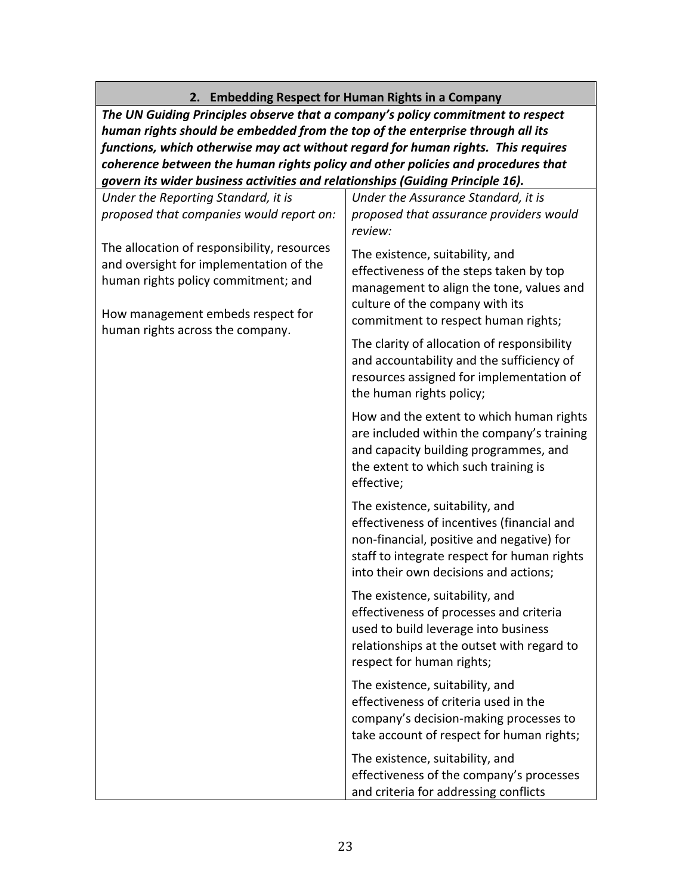| **2. Embedding Respect for Human Rights in a Company** | |
|---|---|
| ***The UN Guiding Principles observe that a company's policy commitment to respect human rights should be embedded from the top of the enterprise through all its functions, which otherwise may act without regard for human rights. This requires coherence between the human rights policy and other policies and procedures that govern its wider business activities and relationships (Guiding Principle 16).*** | |
| *Under the Reporting Standard, it is proposed that companies would report on:* | *Under the Assurance Standard, it is proposed that assurance providers would review:* |
| The allocation of responsibility, resources and oversight for implementation of the human rights policy commitment; and<br><br>How management embeds respect for human rights across the company. | The existence, suitability, and effectiveness of the steps taken by top management to align the tone, values and culture of the company with its commitment to respect human rights; |
| | The clarity of allocation of responsibility and accountability and the sufficiency of resources assigned for implementation of the human rights policy; |
| | How and the extent to which human rights are included within the company's training and capacity building programmes, and the extent to which such training is effective; |
| | The existence, suitability, and effectiveness of incentives (financial and non-financial, positive and negative) for staff to integrate respect for human rights into their own decisions and actions; |
| | The existence, suitability, and effectiveness of processes and criteria used to build leverage into business relationships at the outset with regard to respect for human rights; |
| | The existence, suitability, and effectiveness of criteria used in the company's decision-making processes to take account of respect for human rights; |
| | The existence, suitability, and effectiveness of the company's processes and criteria for addressing conflicts |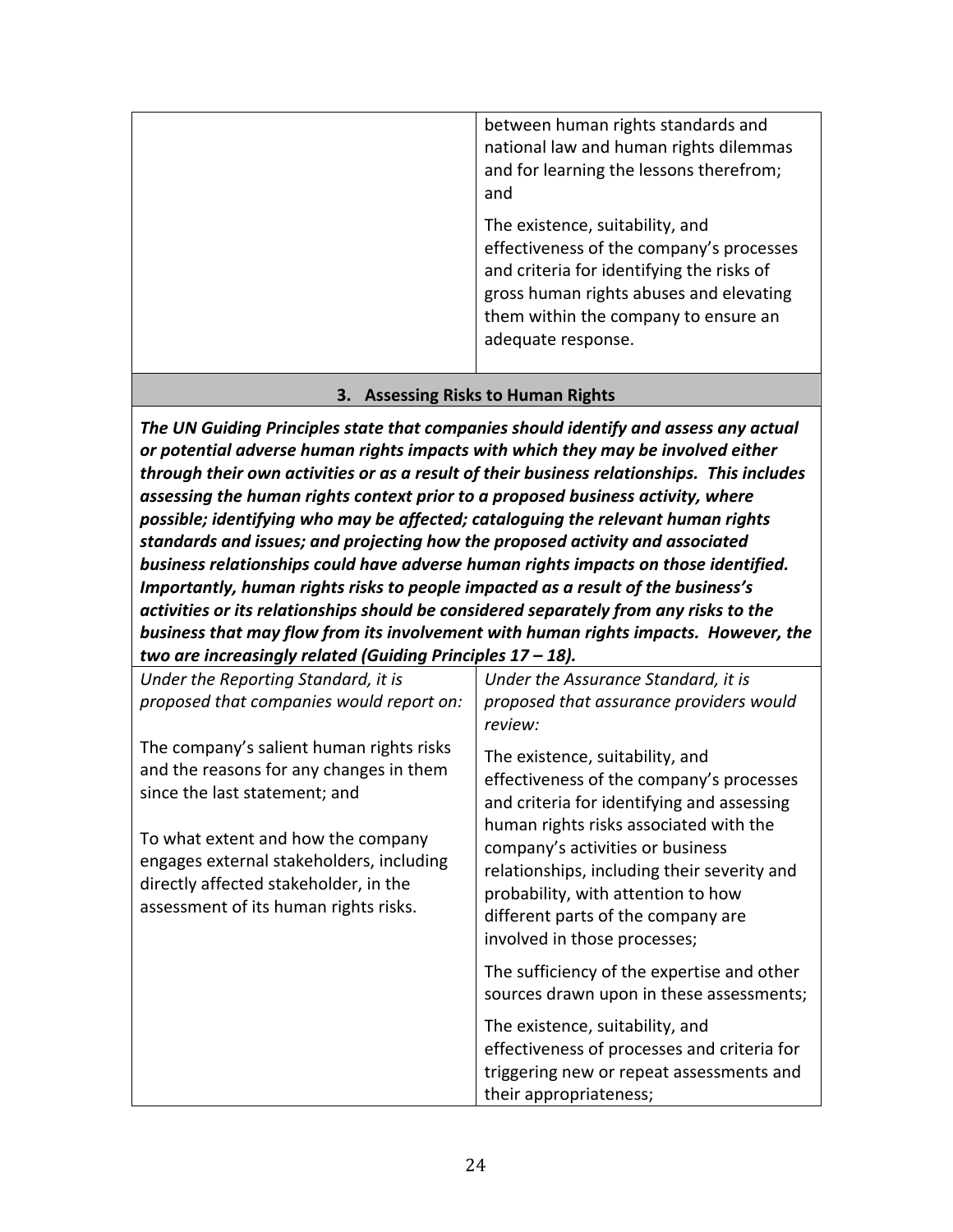| | between human rights standards and national law and human rights dilemmas and for learning the lessons therefrom; and<br><br>The existence, suitability, and effectiveness of the company's processes and criteria for identifying the risks of gross human rights abuses and elevating them within the company to ensure an adequate response. |
|---|---|

## 3. Assessing Risks to Human Rights

***The UN Guiding Principles state that companies should identify and assess any actual or potential adverse human rights impacts with which they may be involved either through their own activities or as a result of their business relationships. This includes assessing the human rights context prior to a proposed business activity, where possible; identifying who may be affected; cataloguing the relevant human rights standards and issues; and projecting how the proposed activity and associated business relationships could have adverse human rights impacts on those identified. Importantly, human rights risks to people impacted as a result of the business's activities or its relationships should be considered separately from any risks to the business that may flow from its involvement with human rights impacts. However, the two are increasingly related (Guiding Principles 17 – 18).***

| *Under the Reporting Standard, it is proposed that companies would report on:* | *Under the Assurance Standard, it is proposed that assurance providers would review:* |
|---|---|
| The company's salient human rights risks and the reasons for any changes in them since the last statement; and<br><br>To what extent and how the company engages external stakeholders, including directly affected stakeholder, in the assessment of its human rights risks. | The existence, suitability, and effectiveness of the company's processes and criteria for identifying and assessing human rights risks associated with the company's activities or business relationships, including their severity and probability, with attention to how different parts of the company are involved in those processes;<br><br>The sufficiency of the expertise and other sources drawn upon in these assessments;<br><br>The existence, suitability, and effectiveness of processes and criteria for triggering new or repeat assessments and their appropriateness; |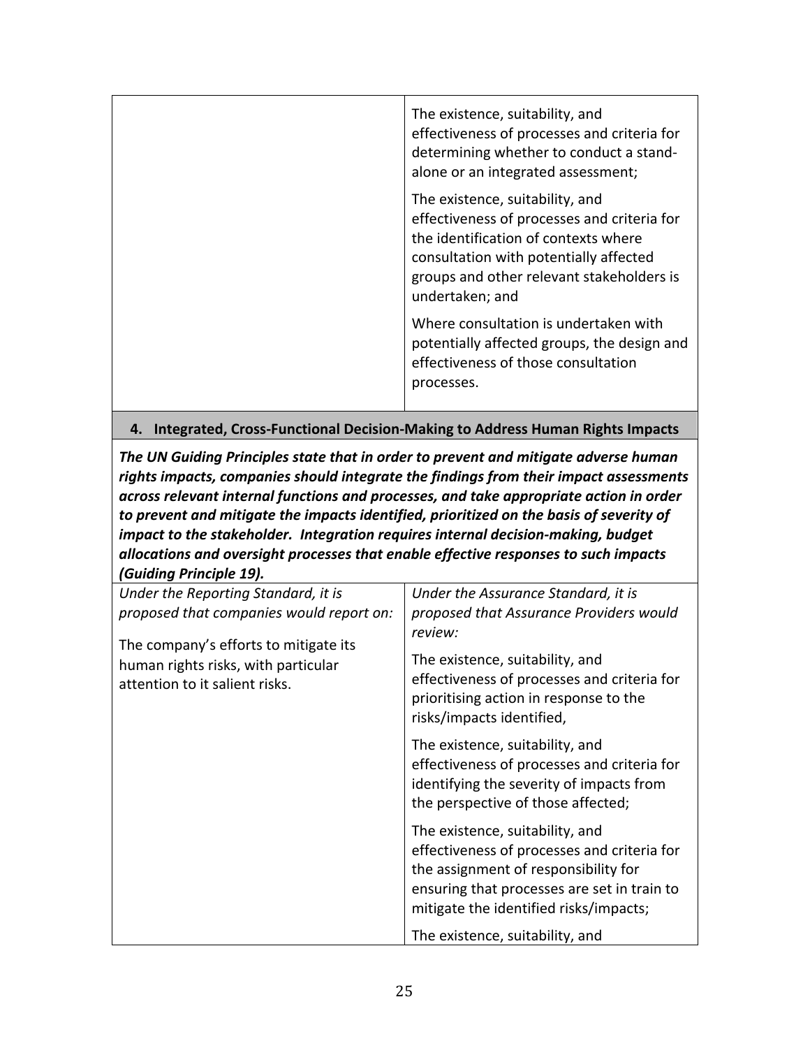| | |
|---|---|
| | The existence, suitability, and effectiveness of processes and criteria for determining whether to conduct a stand-alone or an integrated assessment;<br><br>The existence, suitability, and effectiveness of processes and criteria for the identification of contexts where consultation with potentially affected groups and other relevant stakeholders is undertaken; and<br><br>Where consultation is undertaken with potentially affected groups, the design and effectiveness of those consultation processes. |

**4. Integrated, Cross-Functional Decision-Making to Address Human Rights Impacts**

***The UN Guiding Principles state that in order to prevent and mitigate adverse human rights impacts, companies should integrate the findings from their impact assessments across relevant internal functions and processes, and take appropriate action in order to prevent and mitigate the impacts identified, prioritized on the basis of severity of impact to the stakeholder. Integration requires internal decision-making, budget allocations and oversight processes that enable effective responses to such impacts (Guiding Principle 19).***

| *Under the Reporting Standard, it is proposed that companies would report on:* | *Under the Assurance Standard, it is proposed that Assurance Providers would review:* |
|---|---|
| The company's efforts to mitigate its human rights risks, with particular attention to it salient risks. | The existence, suitability, and effectiveness of processes and criteria for prioritising action in response to the risks/impacts identified,<br><br>The existence, suitability, and effectiveness of processes and criteria for identifying the severity of impacts from the perspective of those affected;<br><br>The existence, suitability, and effectiveness of processes and criteria for the assignment of responsibility for ensuring that processes are set in train to mitigate the identified risks/impacts;<br><br>The existence, suitability, and |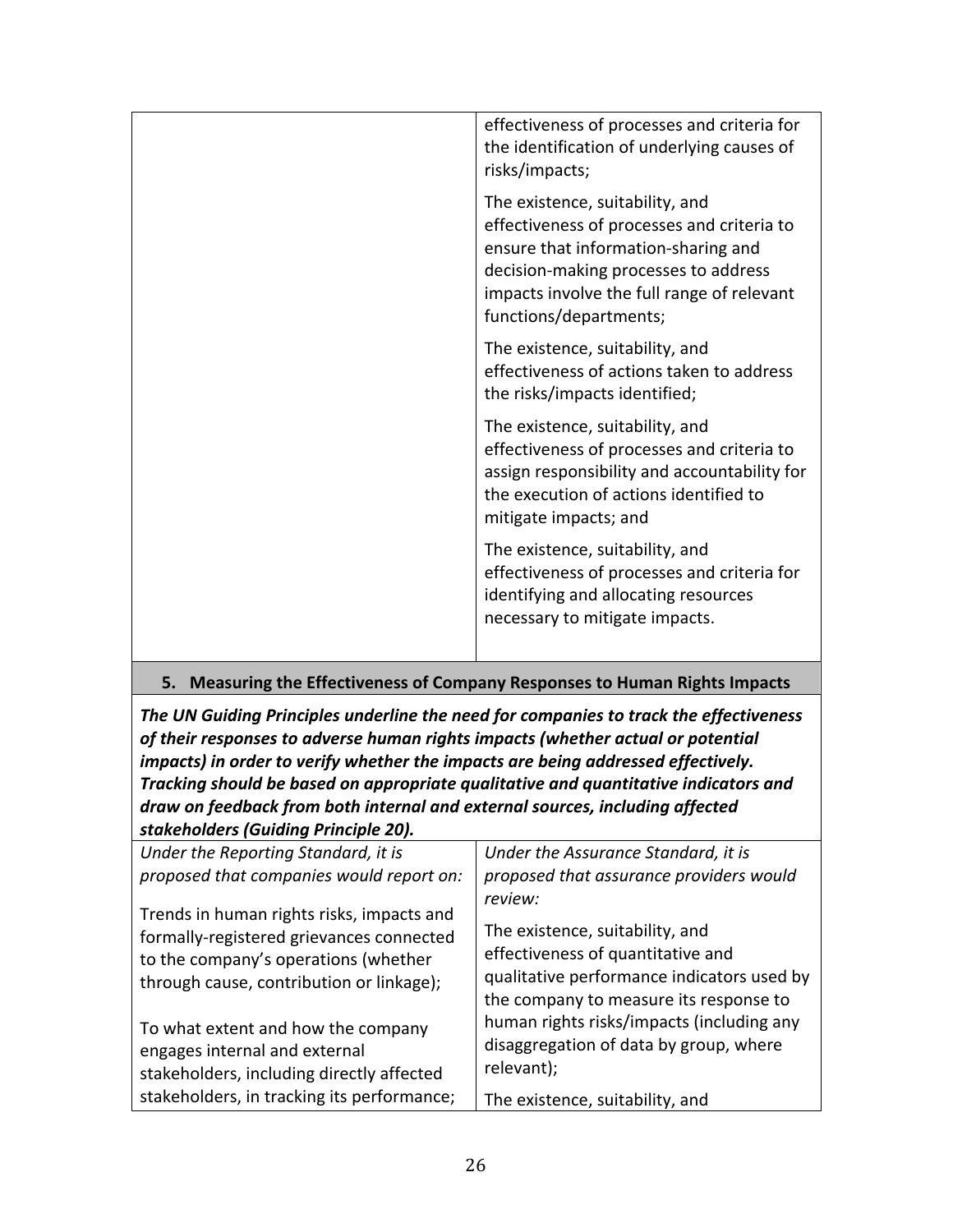| | |
|---|---|
| | effectiveness of processes and criteria for the identification of underlying causes of risks/impacts;<br><br>The existence, suitability, and effectiveness of processes and criteria to ensure that information-sharing and decision-making processes to address impacts involve the full range of relevant functions/departments;<br><br>The existence, suitability, and effectiveness of actions taken to address the risks/impacts identified;<br><br>The existence, suitability, and effectiveness of processes and criteria to assign responsibility and accountability for the execution of actions identified to mitigate impacts; and<br><br>The existence, suitability, and effectiveness of processes and criteria for identifying and allocating resources necessary to mitigate impacts. |

## 5. Measuring the Effectiveness of Company Responses to Human Rights Impacts

***The UN Guiding Principles underline the need for companies to track the effectiveness of their responses to adverse human rights impacts (whether actual or potential impacts) in order to verify whether the impacts are being addressed effectively. Tracking should be based on appropriate qualitative and quantitative indicators and draw on feedback from both internal and external sources, including affected stakeholders (Guiding Principle 20).***

| *Under the Reporting Standard, it is proposed that companies would report on:* | *Under the Assurance Standard, it is proposed that assurance providers would review:* |
|---|---|
| Trends in human rights risks, impacts and formally-registered grievances connected to the company's operations (whether through cause, contribution or linkage);<br><br>To what extent and how the company engages internal and external stakeholders, including directly affected stakeholders, in tracking its performance; | The existence, suitability, and effectiveness of quantitative and qualitative performance indicators used by the company to measure its response to human rights risks/impacts (including any disaggregation of data by group, where relevant);<br><br>The existence, suitability, and |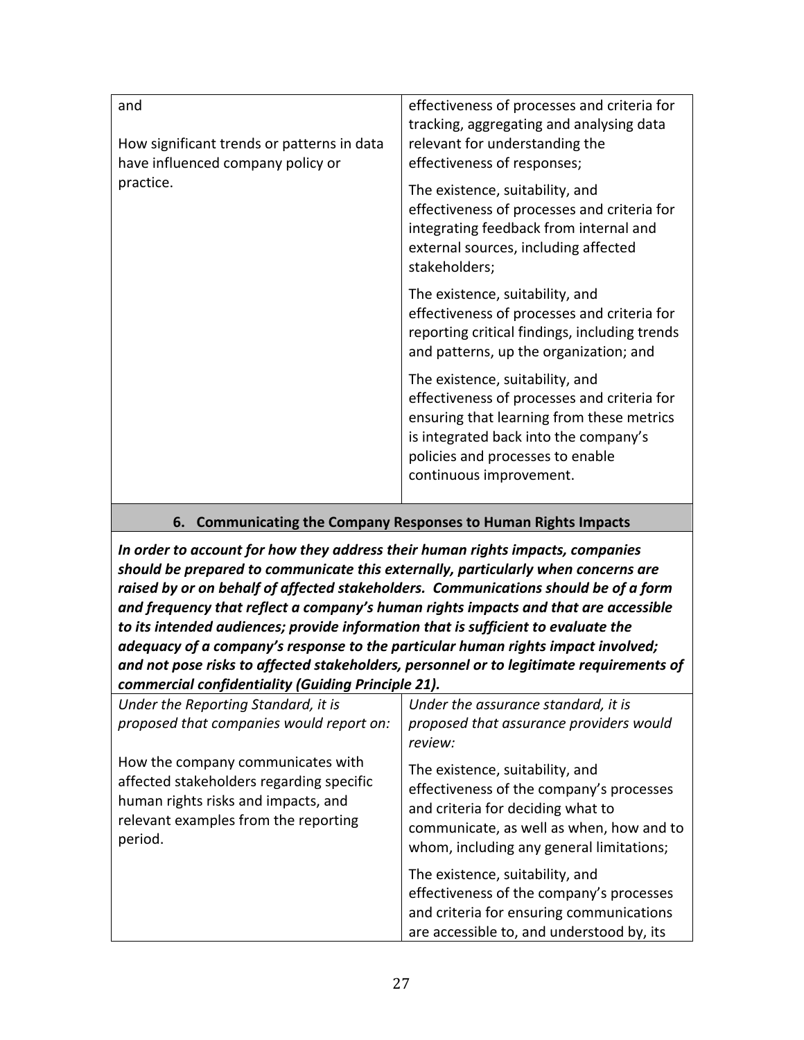| and<br><br>How significant trends or patterns in data have influenced company policy or practice. | effectiveness of processes and criteria for tracking, aggregating and analysing data relevant for understanding the effectiveness of responses;<br><br>The existence, suitability, and effectiveness of processes and criteria for integrating feedback from internal and external sources, including affected stakeholders;<br><br>The existence, suitability, and effectiveness of processes and criteria for reporting critical findings, including trends and patterns, up the organization; and<br><br>The existence, suitability, and effectiveness of processes and criteria for ensuring that learning from these metrics is integrated back into the company's policies and processes to enable continuous improvement. |
|---|---|

### 6. Communicating the Company Responses to Human Rights Impacts

***In order to account for how they address their human rights impacts, companies should be prepared to communicate this externally, particularly when concerns are raised by or on behalf of affected stakeholders. Communications should be of a form and frequency that reflect a company's human rights impacts and that are accessible to its intended audiences; provide information that is sufficient to evaluate the adequacy of a company's response to the particular human rights impact involved; and not pose risks to affected stakeholders, personnel or to legitimate requirements of commercial confidentiality (Guiding Principle 21).***

| *Under the Reporting Standard, it is proposed that companies would report on:* | *Under the assurance standard, it is proposed that assurance providers would review:* |
|---|---|
| How the company communicates with affected stakeholders regarding specific human rights risks and impacts, and relevant examples from the reporting period. | The existence, suitability, and effectiveness of the company's processes and criteria for deciding what to communicate, as well as when, how and to whom, including any general limitations;<br><br>The existence, suitability, and effectiveness of the company's processes and criteria for ensuring communications are accessible to, and understood by, its |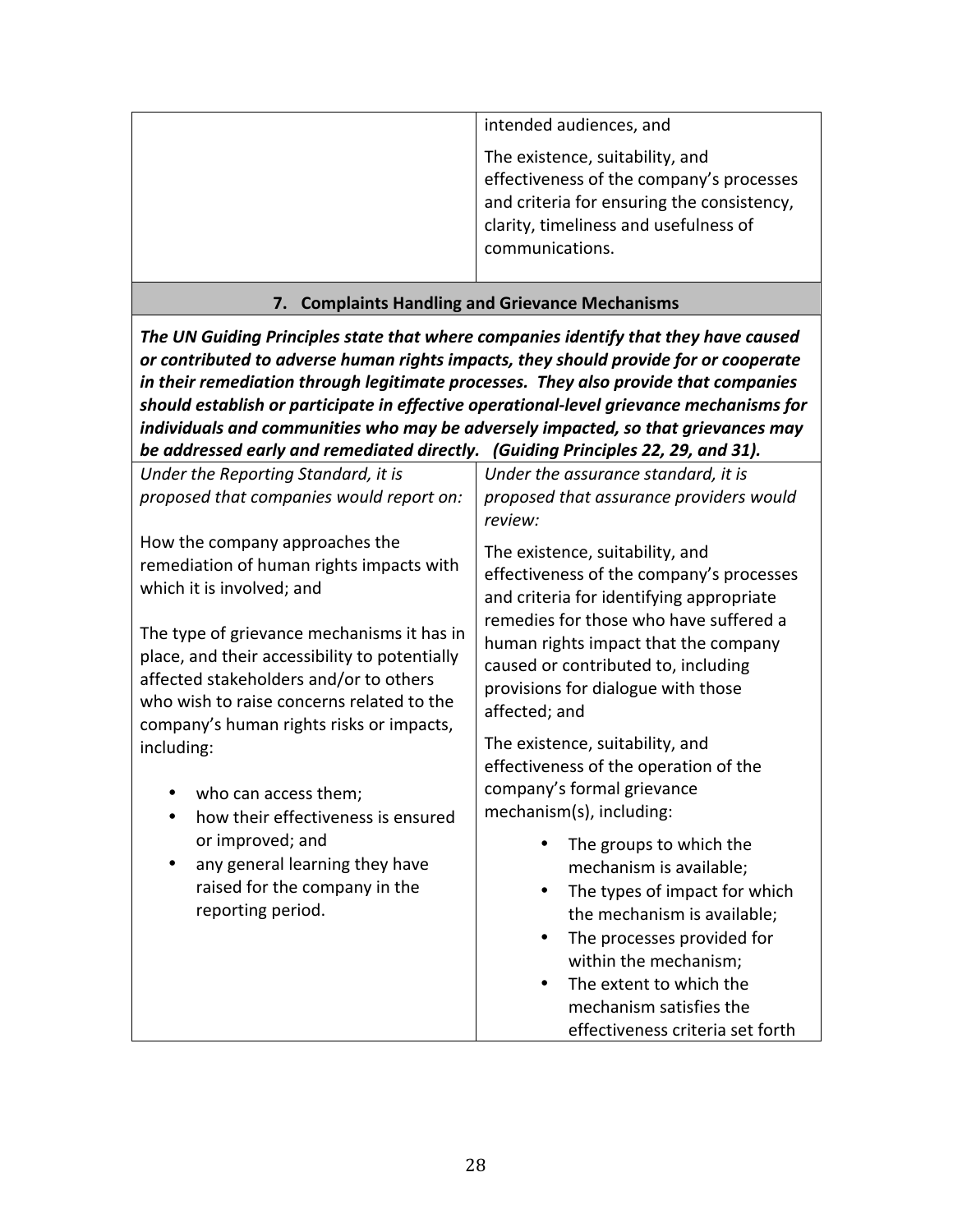| | intended audiences, and<br><br>The existence, suitability, and effectiveness of the company's processes and criteria for ensuring the consistency, clarity, timeliness and usefulness of communications. |
|---|---|

### 7. Complaints Handling and Grievance Mechanisms

***The UN Guiding Principles state that where companies identify that they have caused or contributed to adverse human rights impacts, they should provide for or cooperate in their remediation through legitimate processes. They also provide that companies should establish or participate in effective operational-level grievance mechanisms for individuals and communities who may be adversely impacted, so that grievances may be addressed early and remediated directly. (Guiding Principles 22, 29, and 31).***

| *Under the Reporting Standard, it is proposed that companies would report on:* | *Under the assurance standard, it is proposed that assurance providers would review:* |
|---|---|
| How the company approaches the remediation of human rights impacts with which it is involved; and<br><br>The type of grievance mechanisms it has in place, and their accessibility to potentially affected stakeholders and/or to others who wish to raise concerns related to the company's human rights risks or impacts, including:<br><br>• who can access them;<br>• how their effectiveness is ensured or improved; and<br>• any general learning they have raised for the company in the reporting period. | The existence, suitability, and effectiveness of the company's processes and criteria for identifying appropriate remedies for those who have suffered a human rights impact that the company caused or contributed to, including provisions for dialogue with those affected; and<br><br>The existence, suitability, and effectiveness of the operation of the company's formal grievance mechanism(s), including:<br><br>• The groups to which the mechanism is available;<br>• The types of impact for which the mechanism is available;<br>• The processes provided for within the mechanism;<br>• The extent to which the mechanism satisfies the effectiveness criteria set forth |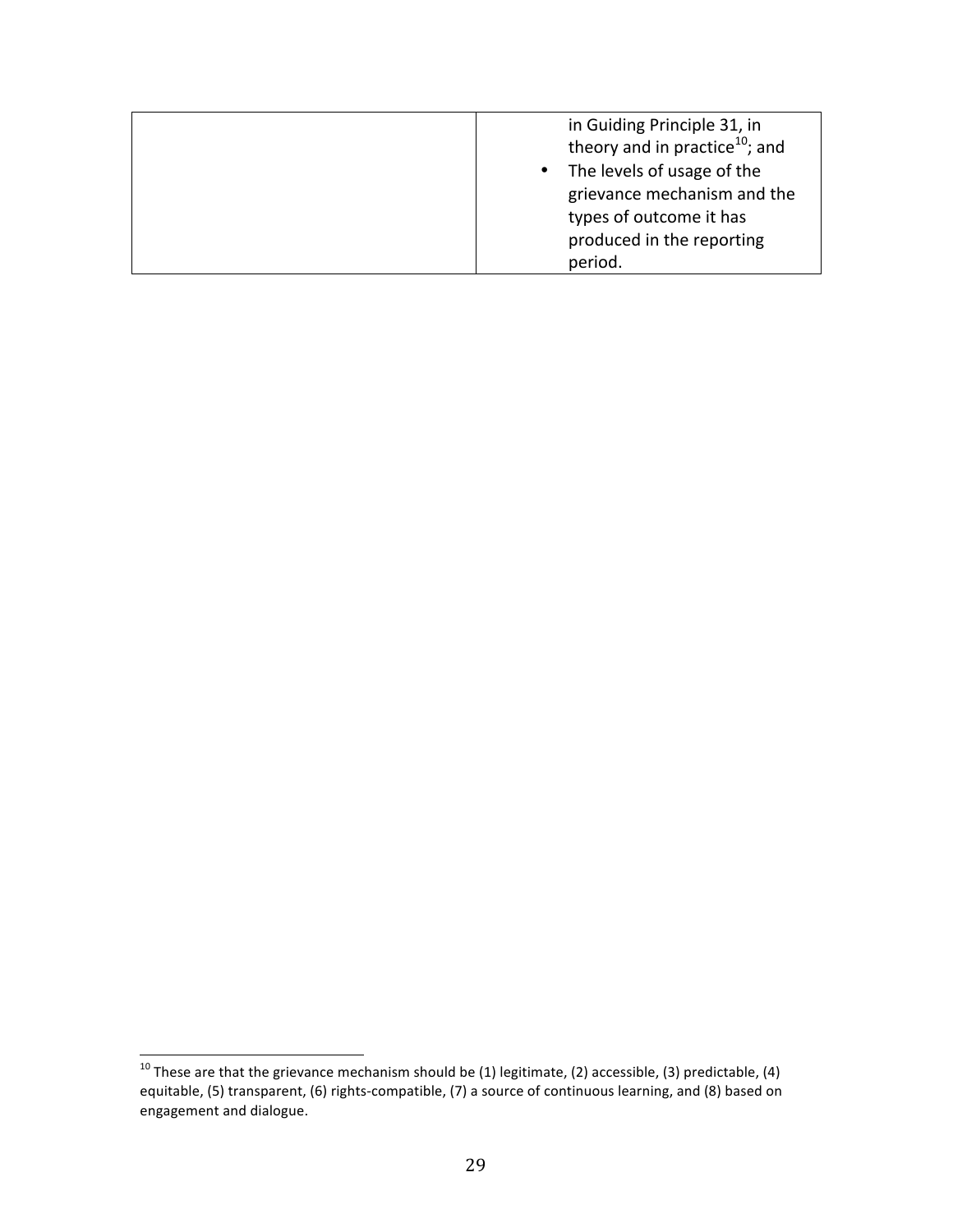| | |
|---|---|
| | in Guiding Principle 31, in theory and in practice[10]; and<br>• The levels of usage of the grievance mechanism and the types of outcome it has produced in the reporting period. |

[10] These are that the grievance mechanism should be (1) legitimate, (2) accessible, (3) predictable, (4) equitable, (5) transparent, (6) rights-compatible, (7) a source of continuous learning, and (8) based on engagement and dialogue.